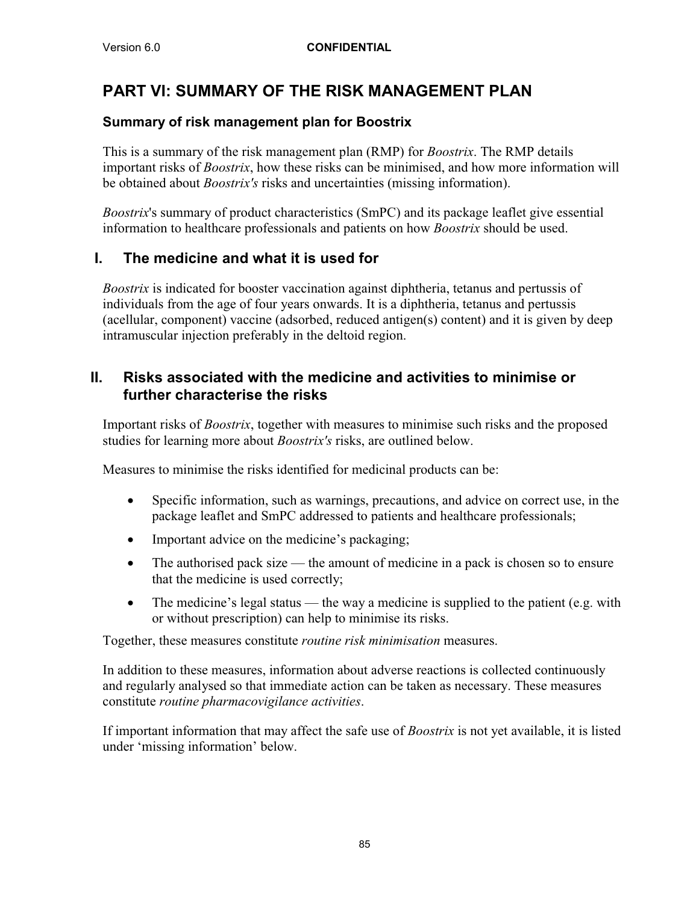# PART VI: SUMMARY OF THE RISK MANAGEMENT PLAN

## Summary of risk management plan for Boostrix

This is a summary of the risk management plan (RMP) for *Boostrix*. The RMP details important risks of *Boostrix*, how these risks can be minimised, and how more information will be obtained about *Boostrix's* risks and uncertainties (missing information).

*Boostrix*'s summary of product characteristics (SmPC) and its package leaflet give essential information to healthcare professionals and patients on how *Boostrix* should be used.

## I. The medicine and what it is used for

*Boostrix* is indicated for booster vaccination against diphtheria, tetanus and pertussis of individuals from the age of four years onwards. It is a diphtheria, tetanus and pertussis (acellular, component) vaccine (adsorbed, reduced antigen(s) content) and it is given by deep intramuscular injection preferably in the deltoid region.

## II. Risks associated with the medicine and activities to minimise or further characterise the risks

Important risks of *Boostrix*, together with measures to minimise such risks and the proposed studies for learning more about *Boostrix's* risks, are outlined below.

Measures to minimise the risks identified for medicinal products can be:

- Specific information, such as warnings, precautions, and advice on correct use, in the package leaflet and SmPC addressed to patients and healthcare professionals;
- Important advice on the medicine's packaging;
- The authorised pack size — the amount of medicine in a pack is chosen so to ensure that the medicine is used correctly;
- The medicine's legal status — the way a medicine is supplied to the patient (e.g. with or without prescription) can help to minimise its risks.

Together, these measures constitute *routine risk minimisation* measures.

In addition to these measures, information about adverse reactions is collected continuously and regularly analysed so that immediate action can be taken as necessary. These measures constitute *routine pharmacovigilance activities*.

If important information that may affect the safe use of *Boostrix* is not yet available, it is listed under 'missing information' below.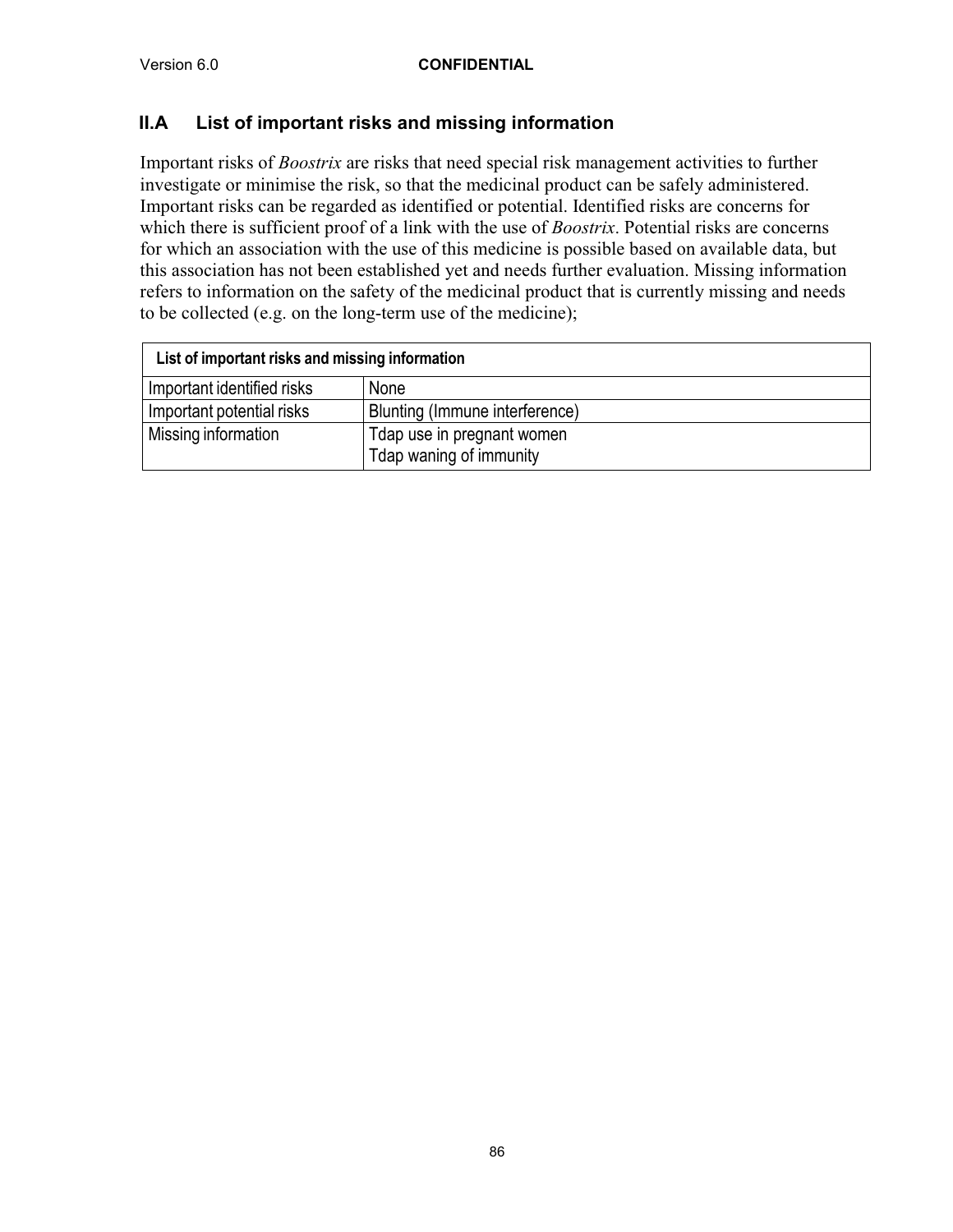## II.A List of important risks and missing information

Important risks of *Boostrix* are risks that need special risk management activities to further investigate or minimise the risk, so that the medicinal product can be safely administered. Important risks can be regarded as identified or potential. Identified risks are concerns for which there is sufficient proof of a link with the use of *Boostrix*. Potential risks are concerns for which an association with the use of this medicine is possible based on available data, but this association has not been established yet and needs further evaluation. Missing information refers to information on the safety of the medicinal product that is currently missing and needs to be collected (e.g. on the long-term use of the medicine);

| List of important risks and missing information | |
|---|---|
| Important identified risks | None |
| Important potential risks | Blunting (Immune interference) |
| Missing information | Tdap use in pregnant women<br>Tdap waning of immunity |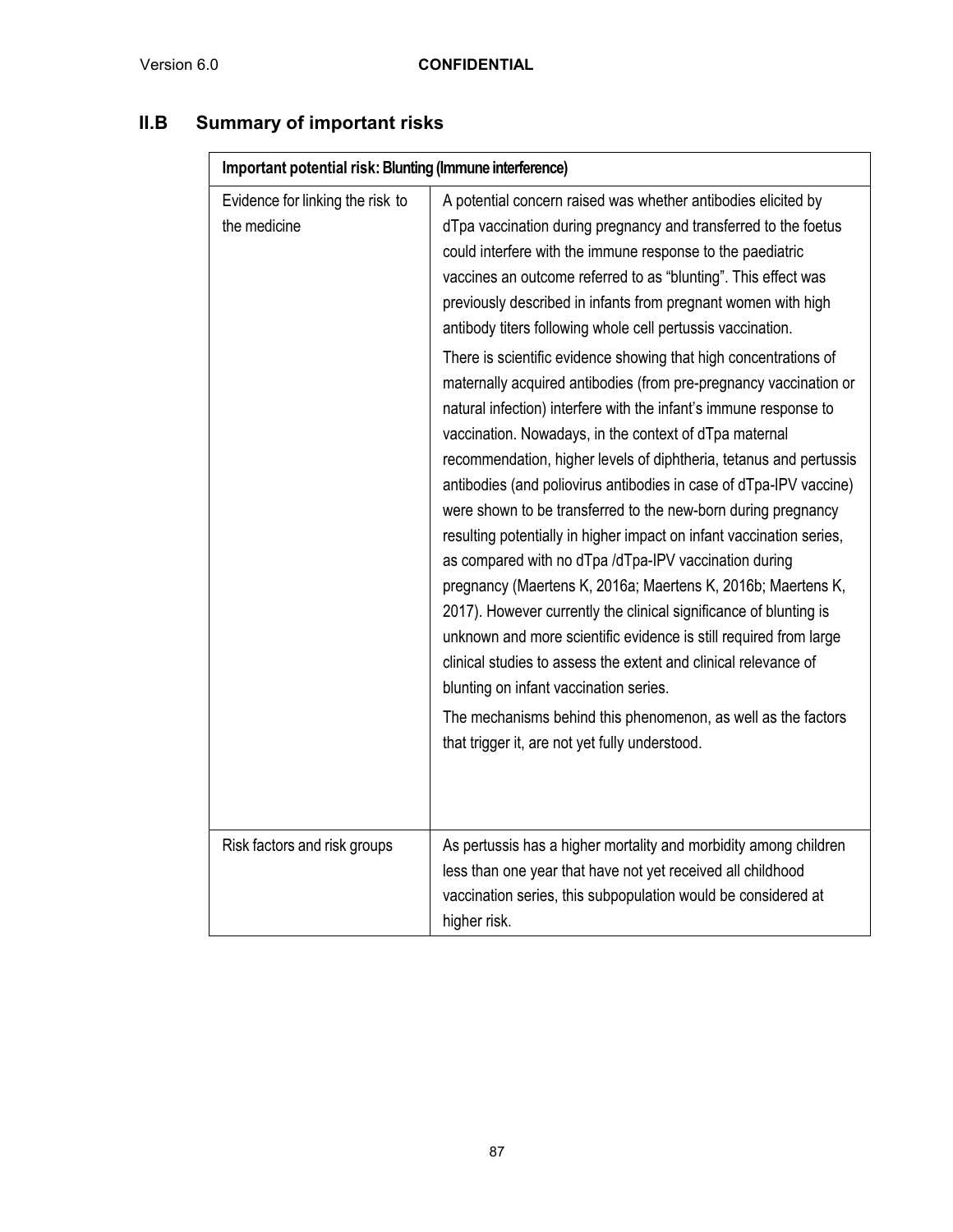## II.B Summary of important risks

| Important potential risk: Blunting (Immune interference) | |
|---|---|
| Evidence for linking the risk to the medicine | A potential concern raised was whether antibodies elicited by dTpa vaccination during pregnancy and transferred to the foetus could interfere with the immune response to the paediatric vaccines an outcome referred to as "blunting". This effect was previously described in infants from pregnant women with high antibody titers following whole cell pertussis vaccination. <br> There is scientific evidence showing that high concentrations of maternally acquired antibodies (from pre-pregnancy vaccination or natural infection) interfere with the infant's immune response to vaccination. Nowadays, in the context of dTpa maternal recommendation, higher levels of diphtheria, tetanus and pertussis antibodies (and poliovirus antibodies in case of dTpa-IPV vaccine) were shown to be transferred to the new-born during pregnancy resulting potentially in higher impact on infant vaccination series, as compared with no dTpa /dTpa-IPV vaccination during pregnancy (Maertens K, 2016a; Maertens K, 2016b; Maertens K, 2017). However currently the clinical significance of blunting is unknown and more scientific evidence is still required from large clinical studies to assess the extent and clinical relevance of blunting on infant vaccination series. <br> The mechanisms behind this phenomenon, as well as the factors that trigger it, are not yet fully understood. |
| Risk factors and risk groups | As pertussis has a higher mortality and morbidity among children less than one year that have not yet received all childhood vaccination series, this subpopulation would be considered at higher risk. |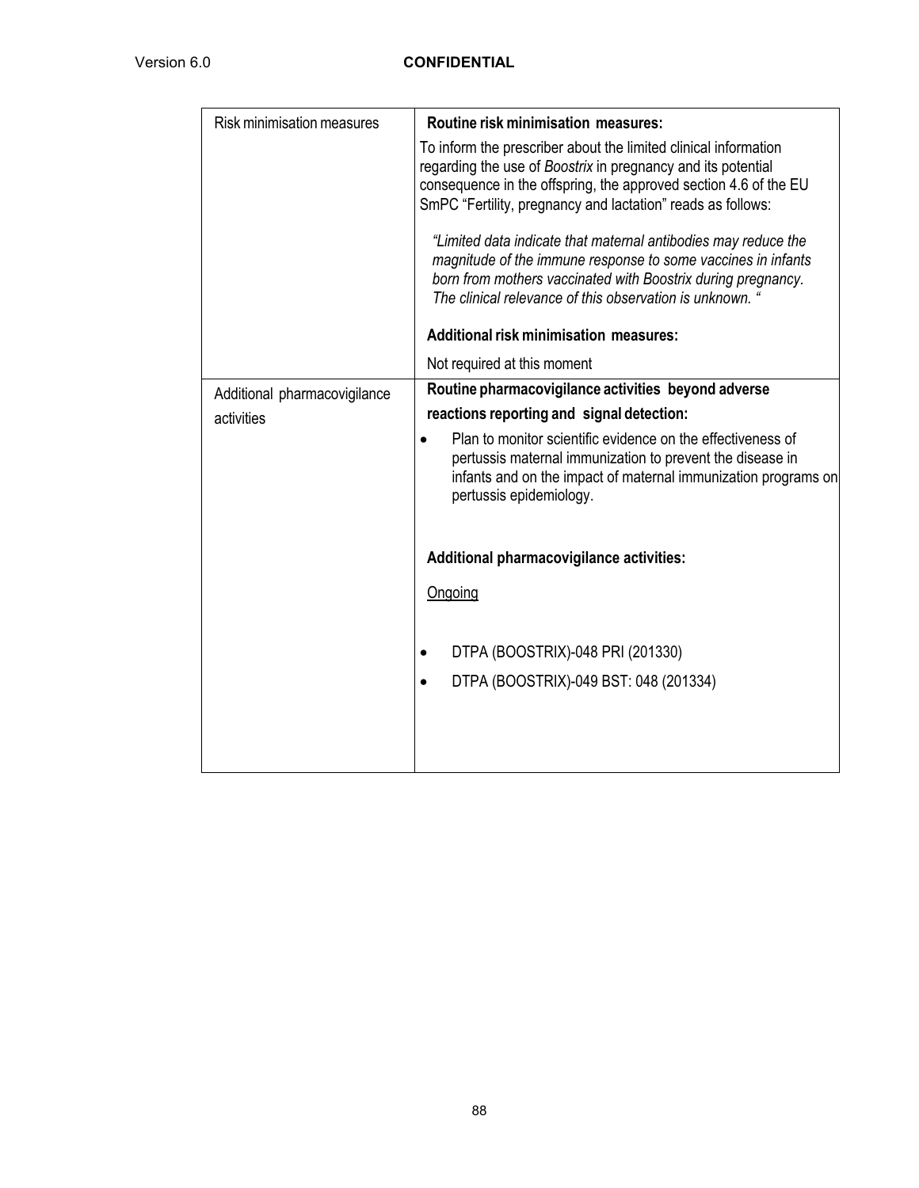| | |
|---|---|
| Risk minimisation measures | **Routine risk minimisation measures:**<br><br>To inform the prescriber about the limited clinical information regarding the use of *Boostrix* in pregnancy and its potential consequence in the offspring, the approved section 4.6 of the EU SmPC "Fertility, pregnancy and lactation" reads as follows:<br><br>*"Limited data indicate that maternal antibodies may reduce the magnitude of the immune response to some vaccines in infants born from mothers vaccinated with Boostrix during pregnancy. The clinical relevance of this observation is unknown. "*<br><br>**Additional risk minimisation measures:**<br><br>Not required at this moment |
| Additional pharmacovigilance activities | **Routine pharmacovigilance activities beyond adverse reactions reporting and signal detection:**<br><br>• Plan to monitor scientific evidence on the effectiveness of pertussis maternal immunization to prevent the disease in infants and on the impact of maternal immunization programs on pertussis epidemiology.<br><br>**Additional pharmacovigilance activities:**<br><br><u>Ongoing</u><br><br>• DTPA (BOOSTRIX)-048 PRI (201330)<br>• DTPA (BOOSTRIX)-049 BST: 048 (201334) |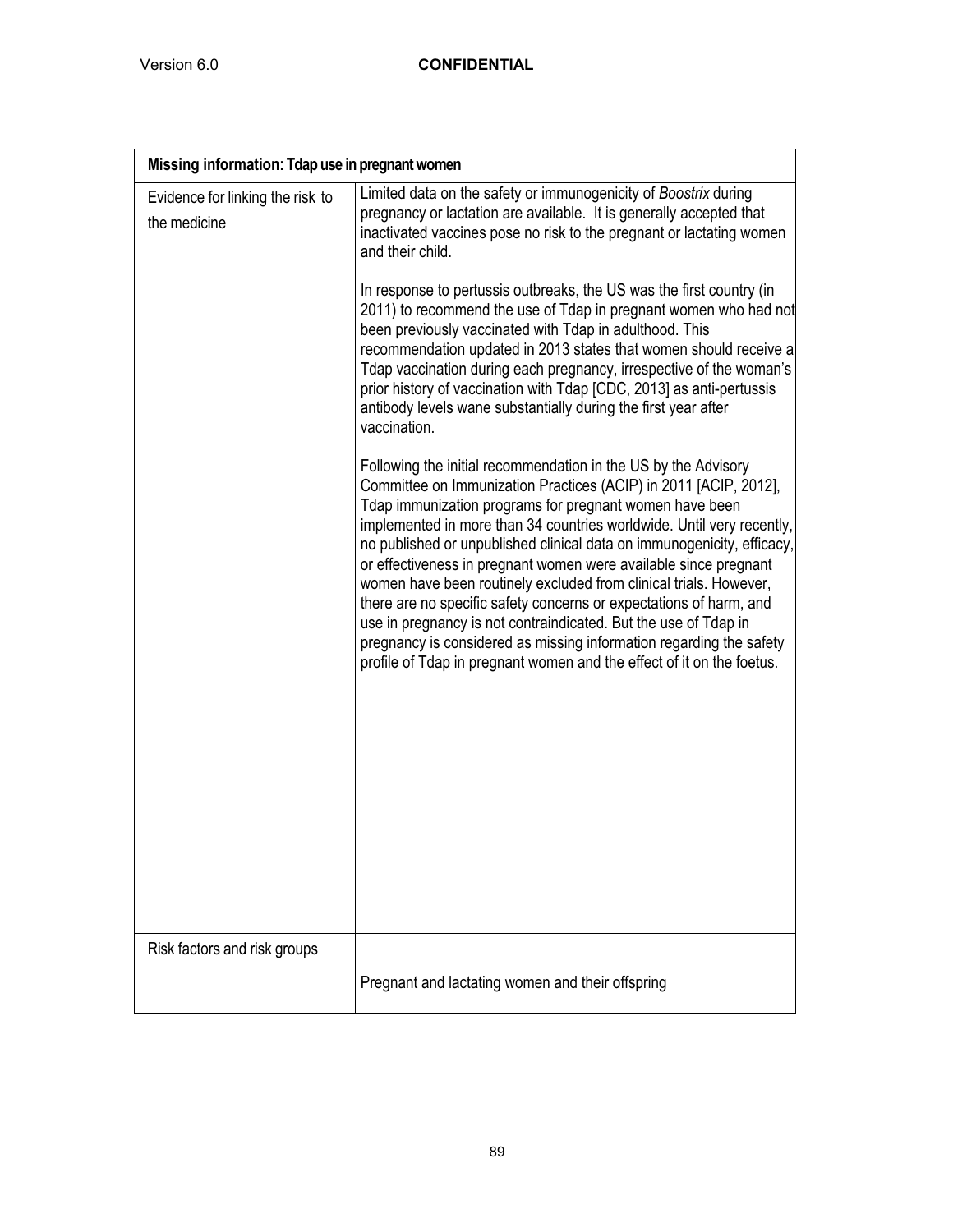| Missing information: Tdap use in pregnant women | |
|---|---|
| Evidence for linking the risk to the medicine | Limited data on the safety or immunogenicity of *Boostrix* during pregnancy or lactation are available. It is generally accepted that inactivated vaccines pose no risk to the pregnant or lactating women and their child.<br><br>In response to pertussis outbreaks, the US was the first country (in 2011) to recommend the use of Tdap in pregnant women who had not been previously vaccinated with Tdap in adulthood. This recommendation updated in 2013 states that women should receive a Tdap vaccination during each pregnancy, irrespective of the woman's prior history of vaccination with Tdap [CDC, 2013] as anti-pertussis antibody levels wane substantially during the first year after vaccination.<br><br>Following the initial recommendation in the US by the Advisory Committee on Immunization Practices (ACIP) in 2011 [ACIP, 2012], Tdap immunization programs for pregnant women have been implemented in more than 34 countries worldwide. Until very recently, no published or unpublished clinical data on immunogenicity, efficacy, or effectiveness in pregnant women were available since pregnant women have been routinely excluded from clinical trials. However, there are no specific safety concerns or expectations of harm, and use in pregnancy is not contraindicated. But the use of Tdap in pregnancy is considered as missing information regarding the safety profile of Tdap in pregnant women and the effect of it on the foetus. |
| Risk factors and risk groups | Pregnant and lactating women and their offspring |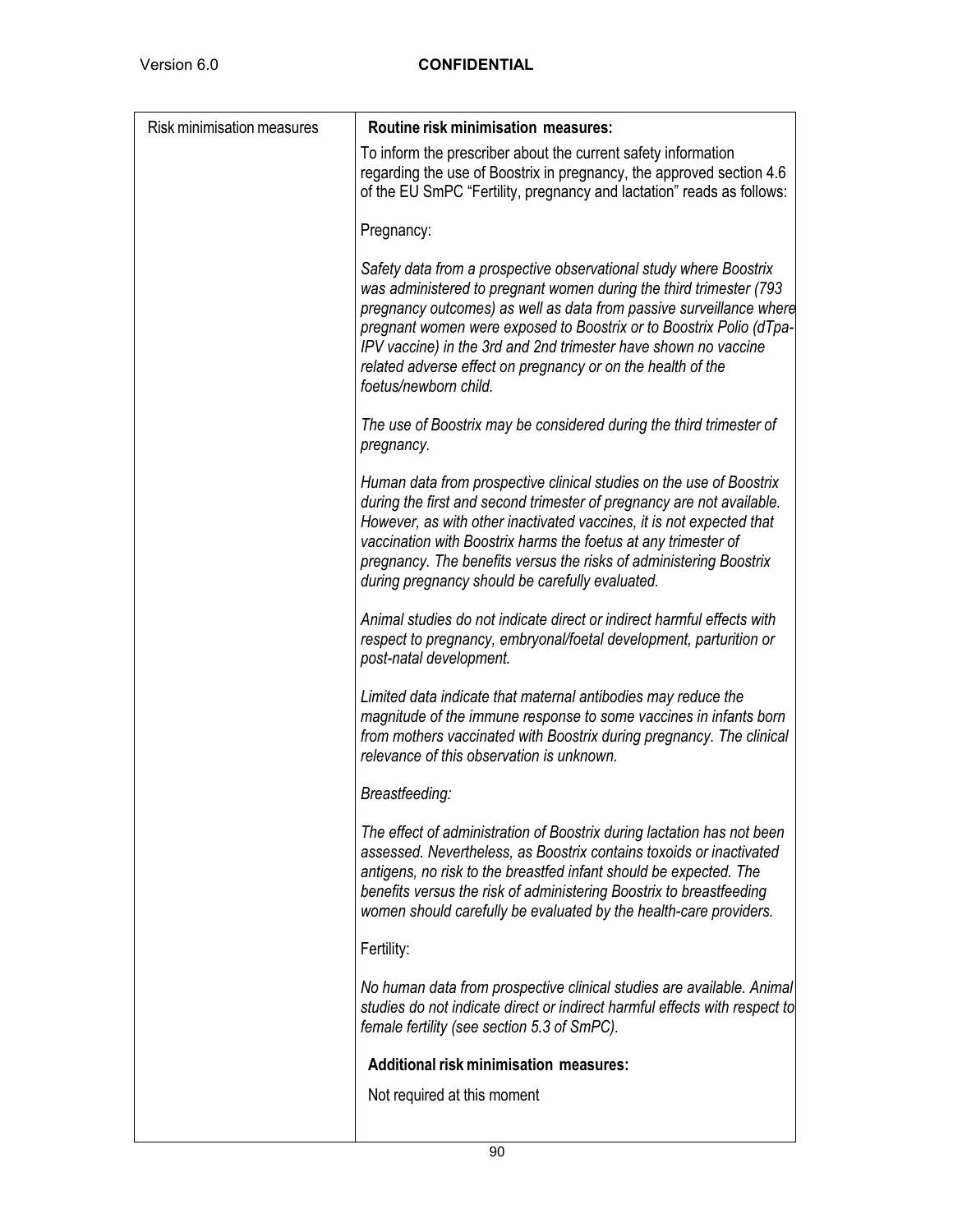| Risk minimisation measures | **Routine risk minimisation measures:**<br><br>To inform the prescriber about the current safety information regarding the use of Boostrix in pregnancy, the approved section 4.6 of the EU SmPC "Fertility, pregnancy and lactation" reads as follows:<br><br>Pregnancy:<br><br>*Safety data from a prospective observational study where Boostrix was administered to pregnant women during the third trimester (793 pregnancy outcomes) as well as data from passive surveillance where pregnant women were exposed to Boostrix or to Boostrix Polio (dTpa-IPV vaccine) in the 3rd and 2nd trimester have shown no vaccine related adverse effect on pregnancy or on the health of the foetus/newborn child.*<br><br>*The use of Boostrix may be considered during the third trimester of pregnancy.*<br><br>*Human data from prospective clinical studies on the use of Boostrix during the first and second trimester of pregnancy are not available. However, as with other inactivated vaccines, it is not expected that vaccination with Boostrix harms the foetus at any trimester of pregnancy. The benefits versus the risks of administering Boostrix during pregnancy should be carefully evaluated.*<br><br>*Animal studies do not indicate direct or indirect harmful effects with respect to pregnancy, embryonal/foetal development, parturition or post-natal development.*<br><br>*Limited data indicate that maternal antibodies may reduce the magnitude of the immune response to some vaccines in infants born from mothers vaccinated with Boostrix during pregnancy. The clinical relevance of this observation is unknown.*<br><br>*Breastfeeding:*<br><br>*The effect of administration of Boostrix during lactation has not been assessed. Nevertheless, as Boostrix contains toxoids or inactivated antigens, no risk to the breastfed infant should be expected. The benefits versus the risk of administering Boostrix to breastfeeding women should carefully be evaluated by the health-care providers.*<br><br>Fertility:<br><br>*No human data from prospective clinical studies are available. Animal studies do not indicate direct or indirect harmful effects with respect to female fertility (see section 5.3 of SmPC).*<br><br>**Additional risk minimisation measures:**<br><br>Not required at this moment |
|---|---|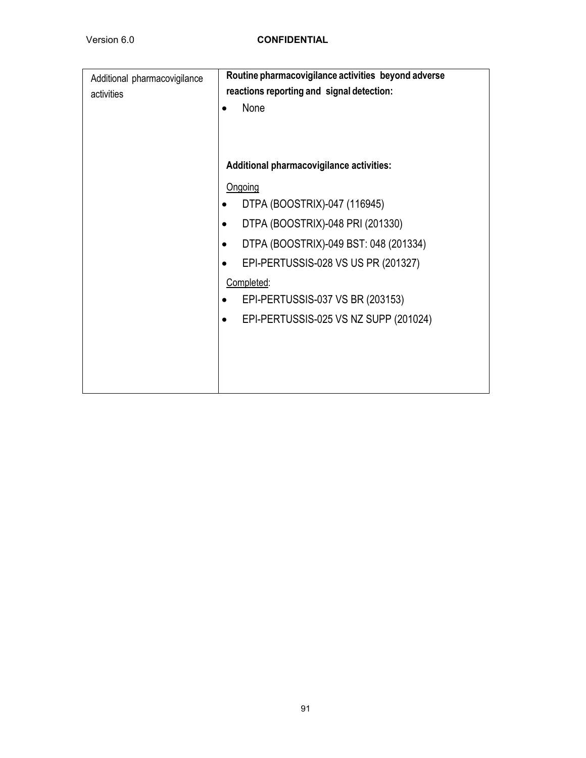| Additional pharmacovigilance activities | **Routine pharmacovigilance activities beyond adverse reactions reporting and signal detection:**<br>• None<br><br>**Additional pharmacovigilance activities:**<br><u>Ongoing</u><br>• DTPA (BOOSTRIX)-047 (116945)<br>• DTPA (BOOSTRIX)-048 PRI (201330)<br>• DTPA (BOOSTRIX)-049 BST: 048 (201334)<br>• EPI-PERTUSSIS-028 VS US PR (201327)<br><u>Completed</u>:<br>• EPI-PERTUSSIS-037 VS BR (203153)<br>• EPI-PERTUSSIS-025 VS NZ SUPP (201024) |
|---|---|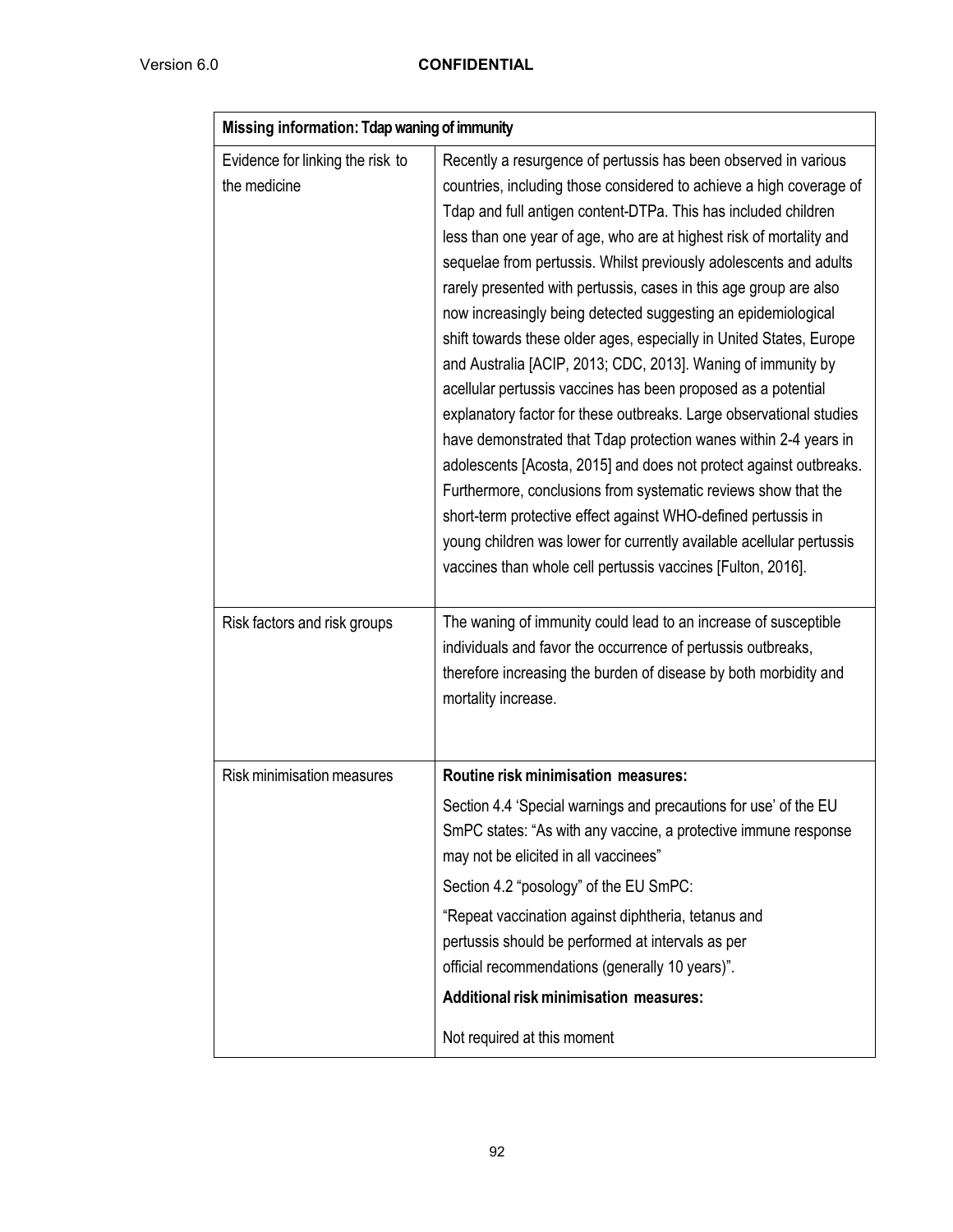| Missing information: Tdap waning of immunity | |
|---|---|
| Evidence for linking the risk to the medicine | Recently a resurgence of pertussis has been observed in various countries, including those considered to achieve a high coverage of Tdap and full antigen content-DTPa. This has included children less than one year of age, who are at highest risk of mortality and sequelae from pertussis. Whilst previously adolescents and adults rarely presented with pertussis, cases in this age group are also now increasingly being detected suggesting an epidemiological shift towards these older ages, especially in United States, Europe and Australia [ACIP, 2013; CDC, 2013]. Waning of immunity by acellular pertussis vaccines has been proposed as a potential explanatory factor for these outbreaks. Large observational studies have demonstrated that Tdap protection wanes within 2-4 years in adolescents [Acosta, 2015] and does not protect against outbreaks. Furthermore, conclusions from systematic reviews show that the short-term protective effect against WHO-defined pertussis in young children was lower for currently available acellular pertussis vaccines than whole cell pertussis vaccines [Fulton, 2016]. |
| Risk factors and risk groups | The waning of immunity could lead to an increase of susceptible individuals and favor the occurrence of pertussis outbreaks, therefore increasing the burden of disease by both morbidity and mortality increase. |
| Risk minimisation measures | **Routine risk minimisation measures:**<br><br>Section 4.4 'Special warnings and precautions for use' of the EU SmPC states: "As with any vaccine, a protective immune response may not be elicited in all vaccinees"<br><br>Section 4.2 "posology" of the EU SmPC:<br><br>"Repeat vaccination against diphtheria, tetanus and pertussis should be performed at intervals as per official recommendations (generally 10 years)".<br><br>**Additional risk minimisation measures:**<br><br>Not required at this moment |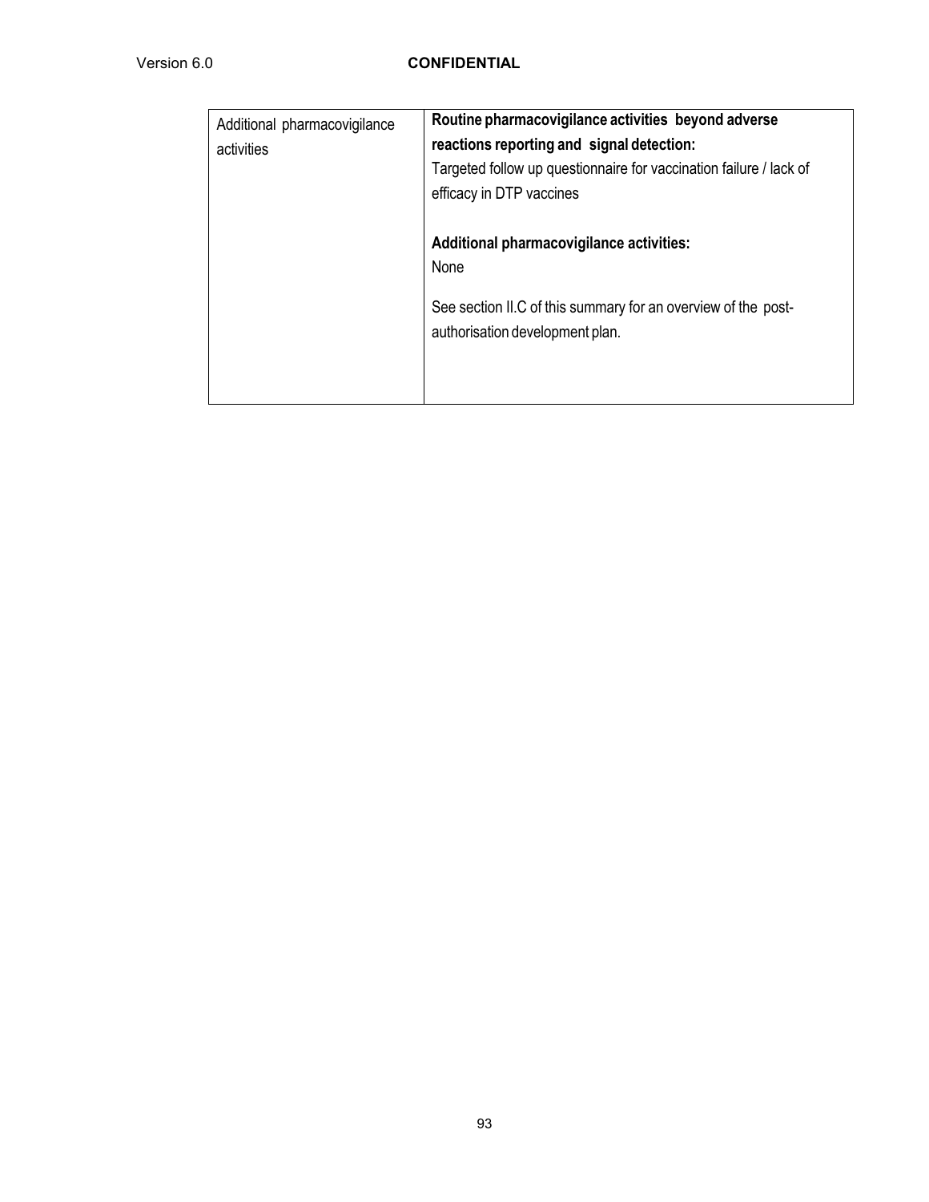| Additional pharmacovigilance activities | **Routine pharmacovigilance activities beyond adverse reactions reporting and signal detection:**<br>Targeted follow up questionnaire for vaccination failure / lack of efficacy in DTP vaccines<br><br>**Additional pharmacovigilance activities:**<br>None<br><br>See section II.C of this summary for an overview of the post-authorisation development plan. |
|---|---|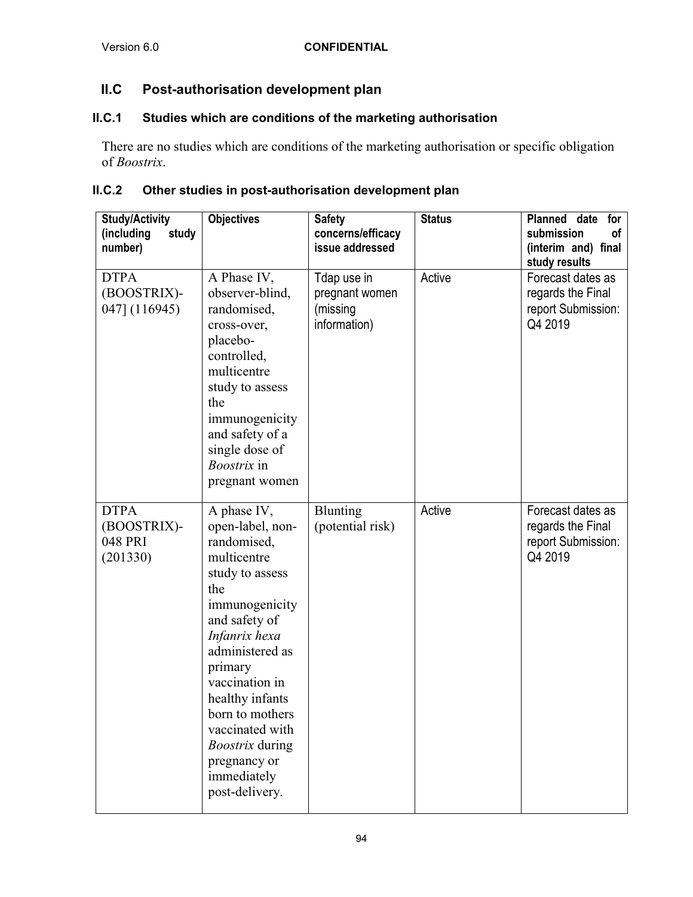## II.C Post-authorisation development plan

### II.C.1 Studies which are conditions of the marketing authorisation

There are no studies which are conditions of the marketing authorisation or specific obligation of *Boostrix*.

### II.C.2 Other studies in post-authorisation development plan

| Study/Activity (including study number) | Objectives | Safety concerns/efficacy issue addressed | Status | Planned date for submission of (interim and) final study results |
|---|---|---|---|---|
| DTPA (BOOSTRIX)-047] (116945) | A Phase IV, observer-blind, randomised, cross-over, placebo-controlled, multicentre study to assess the immunogenicity and safety of a single dose of *Boostrix* in pregnant women | Tdap use in pregnant women (missing information) | Active | Forecast dates as regards the Final report Submission: Q4 2019 |
| DTPA (BOOSTRIX)-048 PRI (201330) | A phase IV, open-label, non-randomised, multicentre study to assess the immunogenicity and safety of *Infanrix hexa* administered as primary vaccination in healthy infants born to mothers vaccinated with *Boostrix* during pregnancy or immediately post-delivery. | Blunting (potential risk) | Active | Forecast dates as regards the Final report Submission: Q4 2019 |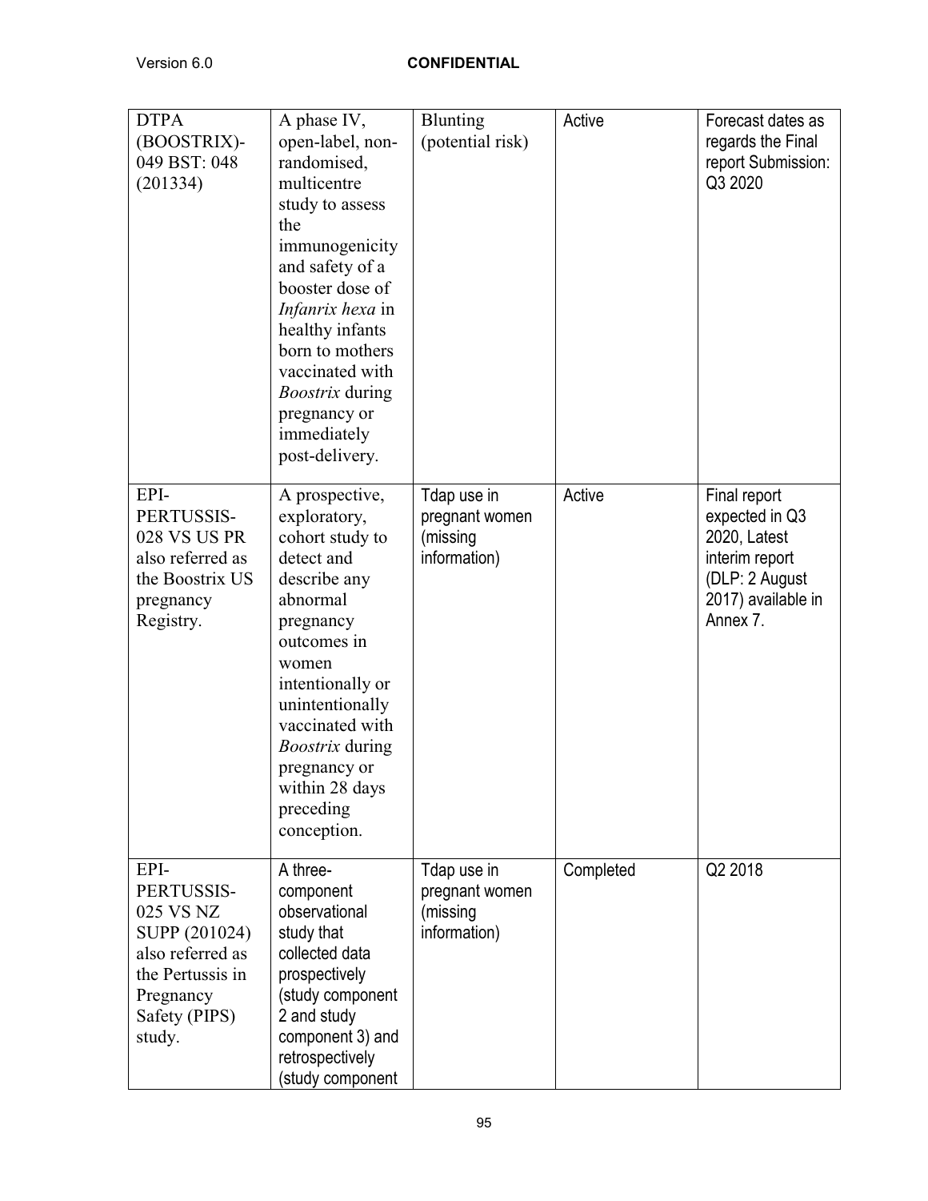| DTPA (BOOSTRIX)-049 BST: 048 (201334) | A phase IV, open-label, non-randomised, multicentre study to assess the immunogenicity and safety of a booster dose of *Infanrix hexa* in healthy infants born to mothers vaccinated with *Boostrix* during pregnancy or immediately post-delivery. | Blunting (potential risk) | Active | Forecast dates as regards the Final report Submission: Q3 2020 |
|---|---|---|---|---|
| EPI-PERTUSSIS-028 VS US PR also referred as the Boostrix US pregnancy Registry. | A prospective, exploratory, cohort study to detect and describe any abnormal pregnancy outcomes in women intentionally or unintentionally vaccinated with *Boostrix* during pregnancy or within 28 days preceding conception. | Tdap use in pregnant women (missing information) | Active | Final report expected in Q3 2020, Latest interim report (DLP: 2 August 2017) available in Annex 7. |
| EPI-PERTUSSIS-025 VS NZ SUPP (201024) also referred as the Pertussis in Pregnancy Safety (PIPS) study. | A three-component observational study that collected data prospectively (study component 2 and study component 3) and retrospectively (study component | Tdap use in pregnant women (missing information) | Completed | Q2 2018 |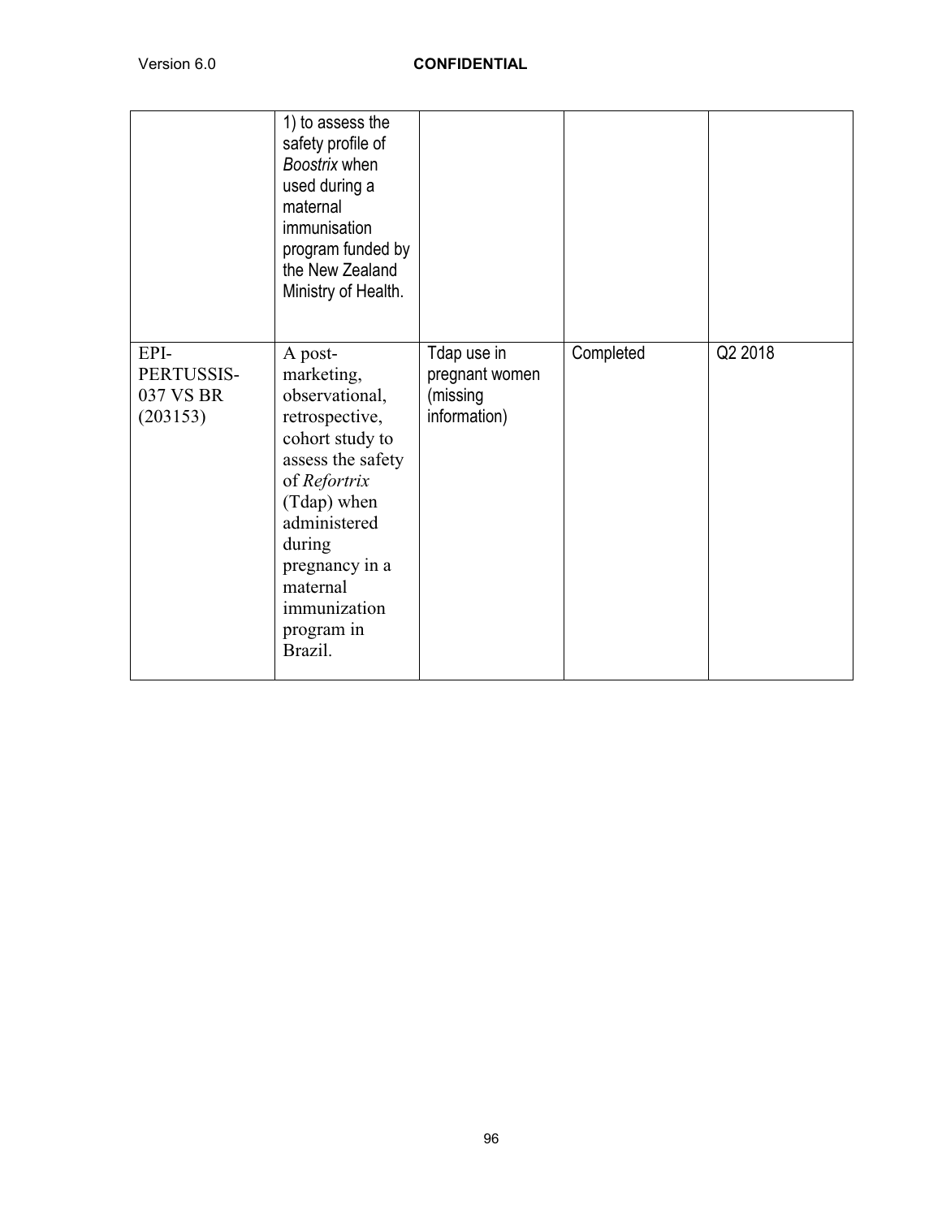| | | | | |
|---|---|---|---|---|
| | 1) to assess the safety profile of *Boostrix* when used during a maternal immunisation program funded by the New Zealand Ministry of Health. | | | |
| EPI-PERTUSSIS-037 VS BR (203153) | A post-marketing, observational, retrospective, cohort study to assess the safety of *Refortrix* (Tdap) when administered during pregnancy in a maternal immunization program in Brazil. | Tdap use in pregnant women (missing information) | Completed | Q2 2018 |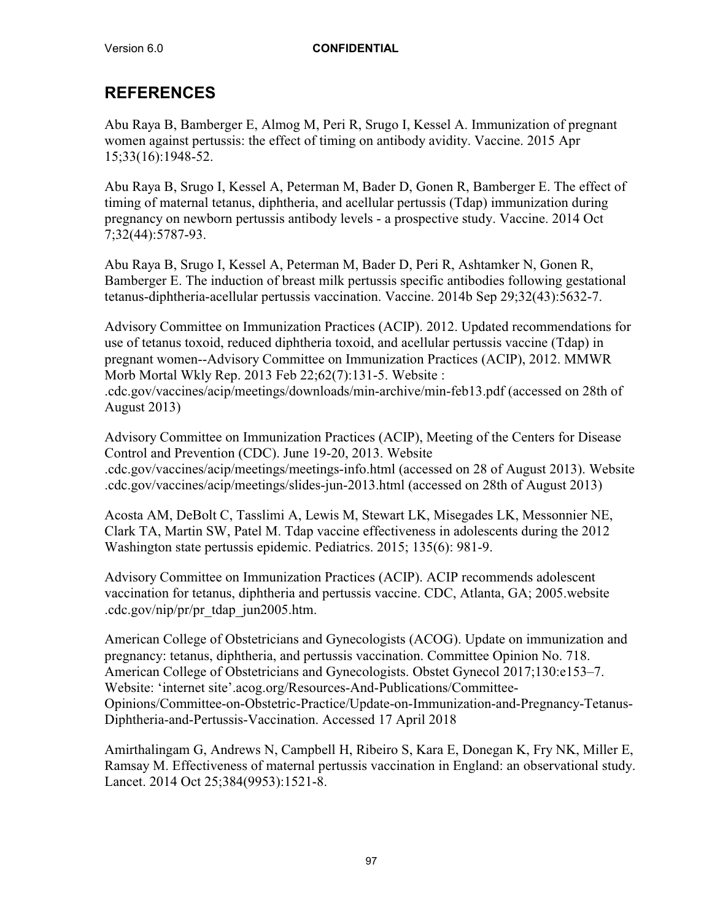# REFERENCES

Abu Raya B, Bamberger E, Almog M, Peri R, Srugo I, Kessel A. Immunization of pregnant women against pertussis: the effect of timing on antibody avidity. Vaccine. 2015 Apr 15;33(16):1948-52.

Abu Raya B, Srugo I, Kessel A, Peterman M, Bader D, Gonen R, Bamberger E. The effect of timing of maternal tetanus, diphtheria, and acellular pertussis (Tdap) immunization during pregnancy on newborn pertussis antibody levels - a prospective study. Vaccine. 2014 Oct 7;32(44):5787-93.

Abu Raya B, Srugo I, Kessel A, Peterman M, Bader D, Peri R, Ashtamker N, Gonen R, Bamberger E. The induction of breast milk pertussis specific antibodies following gestational tetanus-diphtheria-acellular pertussis vaccination. Vaccine. 2014b Sep 29;32(43):5632-7.

Advisory Committee on Immunization Practices (ACIP). 2012. Updated recommendations for use of tetanus toxoid, reduced diphtheria toxoid, and acellular pertussis vaccine (Tdap) in pregnant women--Advisory Committee on Immunization Practices (ACIP), 2012. MMWR Morb Mortal Wkly Rep. 2013 Feb 22;62(7):131-5. Website : .cdc.gov/vaccines/acip/meetings/downloads/min-archive/min-feb13.pdf (accessed on 28th of August 2013)

Advisory Committee on Immunization Practices (ACIP), Meeting of the Centers for Disease Control and Prevention (CDC). June 19-20, 2013. Website .cdc.gov/vaccines/acip/meetings/meetings-info.html (accessed on 28 of August 2013). Website .cdc.gov/vaccines/acip/meetings/slides-jun-2013.html (accessed on 28th of August 2013)

Acosta AM, DeBolt C, Tasslimi A, Lewis M, Stewart LK, Misegades LK, Messonnier NE, Clark TA, Martin SW, Patel M. Tdap vaccine effectiveness in adolescents during the 2012 Washington state pertussis epidemic. Pediatrics. 2015; 135(6): 981-9.

Advisory Committee on Immunization Practices (ACIP). ACIP recommends adolescent vaccination for tetanus, diphtheria and pertussis vaccine. CDC, Atlanta, GA; 2005.website .cdc.gov/nip/pr/pr_tdap_jun2005.htm.

American College of Obstetricians and Gynecologists (ACOG). Update on immunization and pregnancy: tetanus, diphtheria, and pertussis vaccination. Committee Opinion No. 718. American College of Obstetricians and Gynecologists. Obstet Gynecol 2017;130:e153–7. Website: 'internet site'.acog.org/Resources-And-Publications/Committee-Opinions/Committee-on-Obstetric-Practice/Update-on-Immunization-and-Pregnancy-Tetanus-Diphtheria-and-Pertussis-Vaccination. Accessed 17 April 2018

Amirthalingam G, Andrews N, Campbell H, Ribeiro S, Kara E, Donegan K, Fry NK, Miller E, Ramsay M. Effectiveness of maternal pertussis vaccination in England: an observational study. Lancet. 2014 Oct 25;384(9953):1521-8.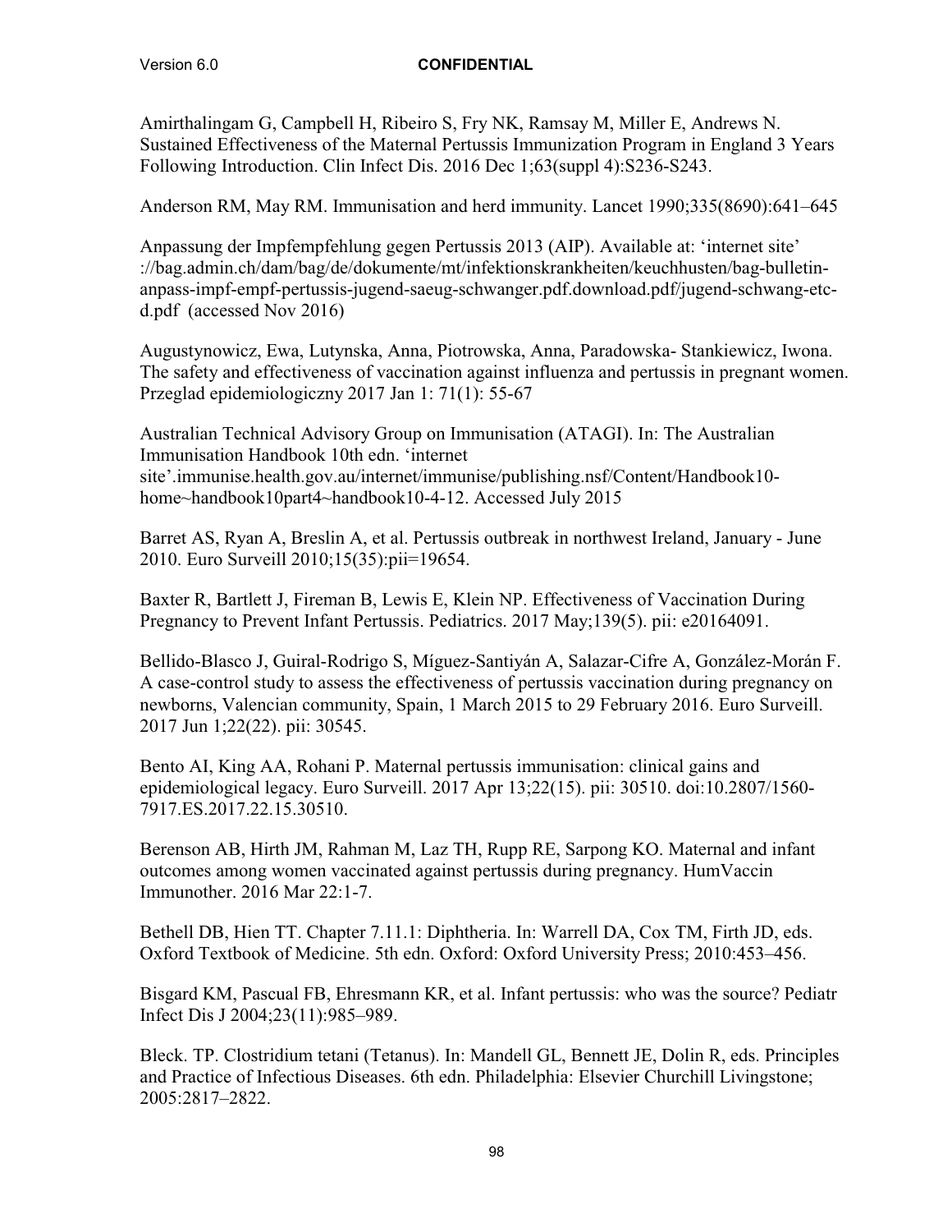Amirthalingam G, Campbell H, Ribeiro S, Fry NK, Ramsay M, Miller E, Andrews N. Sustained Effectiveness of the Maternal Pertussis Immunization Program in England 3 Years Following Introduction. Clin Infect Dis. 2016 Dec 1;63(suppl 4):S236-S243.

Anderson RM, May RM. Immunisation and herd immunity. Lancet 1990;335(8690):641–645

Anpassung der Impfempfehlung gegen Pertussis 2013 (AIP). Available at: 'internet site' ://bag.admin.ch/dam/bag/de/dokumente/mt/infektionskrankheiten/keuchhusten/bag-bulletin-anpass-impf-empf-pertussis-jugend-saeug-schwanger.pdf.download.pdf/jugend-schwang-etc-d.pdf (accessed Nov 2016)

Augustynowicz, Ewa, Lutynska, Anna, Piotrowska, Anna, Paradowska- Stankiewicz, Iwona. The safety and effectiveness of vaccination against influenza and pertussis in pregnant women. Przeglad epidemiologiczny 2017 Jan 1: 71(1): 55-67

Australian Technical Advisory Group on Immunisation (ATAGI). In: The Australian Immunisation Handbook 10th edn. 'internet site'.immunise.health.gov.au/internet/immunise/publishing.nsf/Content/Handbook10-home~handbook10part4~handbook10-4-12. Accessed July 2015

Barret AS, Ryan A, Breslin A, et al. Pertussis outbreak in northwest Ireland, January - June 2010. Euro Surveill 2010;15(35):pii=19654.

Baxter R, Bartlett J, Fireman B, Lewis E, Klein NP. Effectiveness of Vaccination During Pregnancy to Prevent Infant Pertussis. Pediatrics. 2017 May;139(5). pii: e20164091.

Bellido-Blasco J, Guiral-Rodrigo S, Míguez-Santiyán A, Salazar-Cifre A, González-Morán F. A case-control study to assess the effectiveness of pertussis vaccination during pregnancy on newborns, Valencian community, Spain, 1 March 2015 to 29 February 2016. Euro Surveill. 2017 Jun 1;22(22). pii: 30545.

Bento AI, King AA, Rohani P. Maternal pertussis immunisation: clinical gains and epidemiological legacy. Euro Surveill. 2017 Apr 13;22(15). pii: 30510. doi:10.2807/1560-7917.ES.2017.22.15.30510.

Berenson AB, Hirth JM, Rahman M, Laz TH, Rupp RE, Sarpong KO. Maternal and infant outcomes among women vaccinated against pertussis during pregnancy. HumVaccin Immunother. 2016 Mar 22:1-7.

Bethell DB, Hien TT. Chapter 7.11.1: Diphtheria. In: Warrell DA, Cox TM, Firth JD, eds. Oxford Textbook of Medicine. 5th edn. Oxford: Oxford University Press; 2010:453–456.

Bisgard KM, Pascual FB, Ehresmann KR, et al. Infant pertussis: who was the source? Pediatr Infect Dis J 2004;23(11):985–989.

Bleck. TP. Clostridium tetani (Tetanus). In: Mandell GL, Bennett JE, Dolin R, eds. Principles and Practice of Infectious Diseases. 6th edn. Philadelphia: Elsevier Churchill Livingstone; 2005:2817–2822.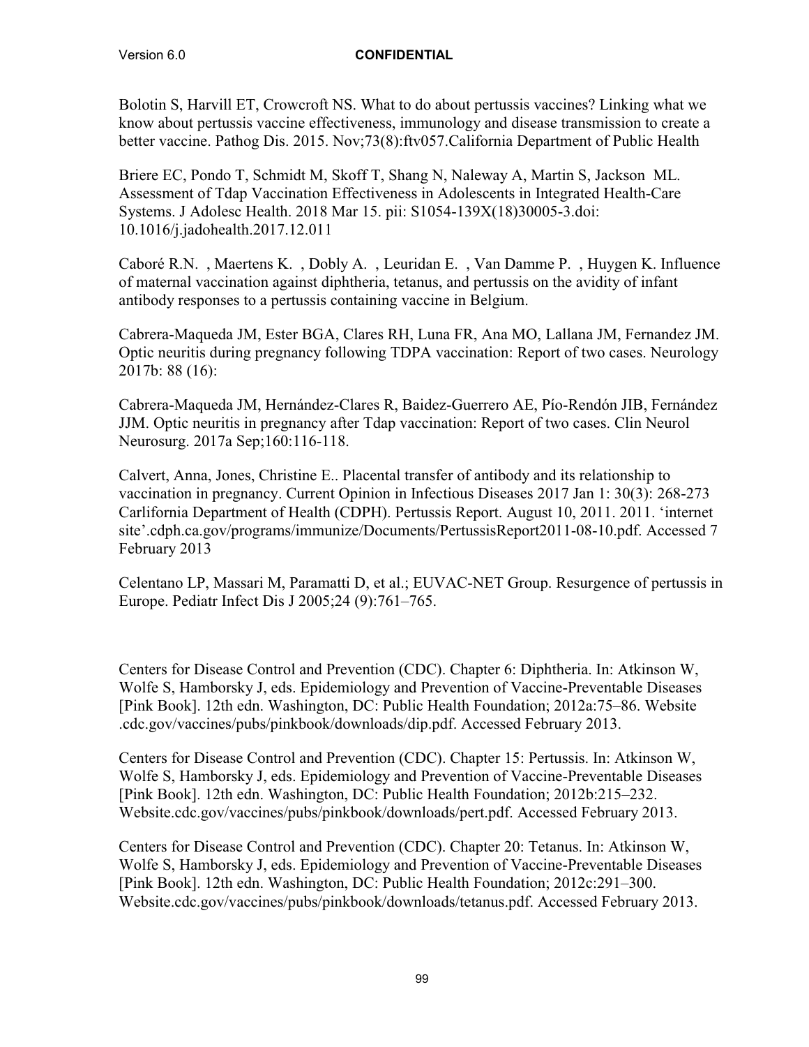Bolotin S, Harvill ET, Crowcroft NS. What to do about pertussis vaccines? Linking what we know about pertussis vaccine effectiveness, immunology and disease transmission to create a better vaccine. Pathog Dis. 2015. Nov;73(8):ftv057.California Department of Public Health

Briere EC, Pondo T, Schmidt M, Skoff T, Shang N, Naleway A, Martin S, Jackson ML. Assessment of Tdap Vaccination Effectiveness in Adolescents in Integrated Health-Care Systems. J Adolesc Health. 2018 Mar 15. pii: S1054-139X(18)30005-3.doi: 10.1016/j.jadohealth.2017.12.011

Caboré R.N. , Maertens K. , Dobly A. , Leuridan E. , Van Damme P. , Huygen K. Influence of maternal vaccination against diphtheria, tetanus, and pertussis on the avidity of infant antibody responses to a pertussis containing vaccine in Belgium.

Cabrera-Maqueda JM, Ester BGA, Clares RH, Luna FR, Ana MO, Lallana JM, Fernandez JM. Optic neuritis during pregnancy following TDPA vaccination: Report of two cases. Neurology 2017b: 88 (16):

Cabrera-Maqueda JM, Hernández-Clares R, Baidez-Guerrero AE, Pío-Rendón JIB, Fernández JJM. Optic neuritis in pregnancy after Tdap vaccination: Report of two cases. Clin Neurol Neurosurg. 2017a Sep;160:116-118.

Calvert, Anna, Jones, Christine E.. Placental transfer of antibody and its relationship to vaccination in pregnancy. Current Opinion in Infectious Diseases 2017 Jan 1: 30(3): 268-273 Carlifornia Department of Health (CDPH). Pertussis Report. August 10, 2011. 2011. 'internet site'.cdph.ca.gov/programs/immunize/Documents/PertussisReport2011-08-10.pdf. Accessed 7 February 2013

Celentano LP, Massari M, Paramatti D, et al.; EUVAC-NET Group. Resurgence of pertussis in Europe. Pediatr Infect Dis J 2005;24 (9):761–765.

Centers for Disease Control and Prevention (CDC). Chapter 6: Diphtheria. In: Atkinson W, Wolfe S, Hamborsky J, eds. Epidemiology and Prevention of Vaccine-Preventable Diseases [Pink Book]. 12th edn. Washington, DC: Public Health Foundation; 2012a:75–86. Website .cdc.gov/vaccines/pubs/pinkbook/downloads/dip.pdf. Accessed February 2013.

Centers for Disease Control and Prevention (CDC). Chapter 15: Pertussis. In: Atkinson W, Wolfe S, Hamborsky J, eds. Epidemiology and Prevention of Vaccine-Preventable Diseases [Pink Book]. 12th edn. Washington, DC: Public Health Foundation; 2012b:215–232. Website.cdc.gov/vaccines/pubs/pinkbook/downloads/pert.pdf. Accessed February 2013.

Centers for Disease Control and Prevention (CDC). Chapter 20: Tetanus. In: Atkinson W, Wolfe S, Hamborsky J, eds. Epidemiology and Prevention of Vaccine-Preventable Diseases [Pink Book]. 12th edn. Washington, DC: Public Health Foundation; 2012c:291–300. Website.cdc.gov/vaccines/pubs/pinkbook/downloads/tetanus.pdf. Accessed February 2013.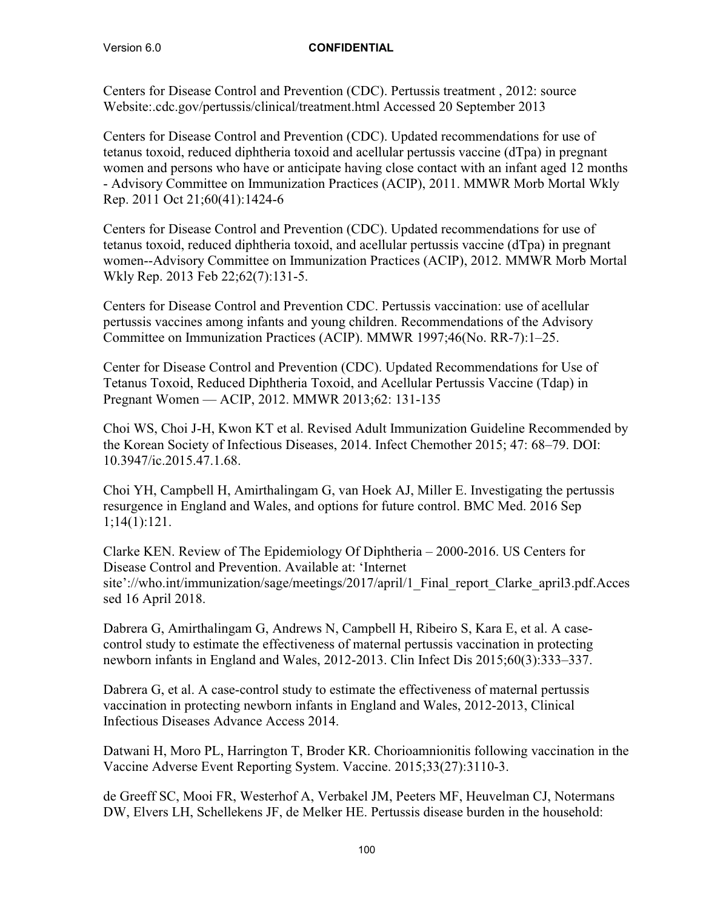Centers for Disease Control and Prevention (CDC). Pertussis treatment , 2012: source Website:.cdc.gov/pertussis/clinical/treatment.html Accessed 20 September 2013

Centers for Disease Control and Prevention (CDC). Updated recommendations for use of tetanus toxoid, reduced diphtheria toxoid and acellular pertussis vaccine (dTpa) in pregnant women and persons who have or anticipate having close contact with an infant aged 12 months - Advisory Committee on Immunization Practices (ACIP), 2011. MMWR Morb Mortal Wkly Rep. 2011 Oct 21;60(41):1424-6

Centers for Disease Control and Prevention (CDC). Updated recommendations for use of tetanus toxoid, reduced diphtheria toxoid, and acellular pertussis vaccine (dTpa) in pregnant women--Advisory Committee on Immunization Practices (ACIP), 2012. MMWR Morb Mortal Wkly Rep. 2013 Feb 22;62(7):131-5.

Centers for Disease Control and Prevention CDC. Pertussis vaccination: use of acellular pertussis vaccines among infants and young children. Recommendations of the Advisory Committee on Immunization Practices (ACIP). MMWR 1997;46(No. RR-7):1–25.

Center for Disease Control and Prevention (CDC). Updated Recommendations for Use of Tetanus Toxoid, Reduced Diphtheria Toxoid, and Acellular Pertussis Vaccine (Tdap) in Pregnant Women — ACIP, 2012. MMWR 2013;62: 131-135

Choi WS, Choi J-H, Kwon KT et al. Revised Adult Immunization Guideline Recommended by the Korean Society of Infectious Diseases, 2014. Infect Chemother 2015; 47: 68–79. DOI: 10.3947/ic.2015.47.1.68.

Choi YH, Campbell H, Amirthalingam G, van Hoek AJ, Miller E. Investigating the pertussis resurgence in England and Wales, and options for future control. BMC Med. 2016 Sep 1;14(1):121.

Clarke KEN. Review of The Epidemiology Of Diphtheria – 2000-2016. US Centers for Disease Control and Prevention. Available at: 'Internet site'://who.int/immunization/sage/meetings/2017/april/1_Final_report_Clarke_april3.pdf.Accessed 16 April 2018.

Dabrera G, Amirthalingam G, Andrews N, Campbell H, Ribeiro S, Kara E, et al. A case-control study to estimate the effectiveness of maternal pertussis vaccination in protecting newborn infants in England and Wales, 2012-2013. Clin Infect Dis 2015;60(3):333–337.

Dabrera G, et al. A case-control study to estimate the effectiveness of maternal pertussis vaccination in protecting newborn infants in England and Wales, 2012-2013, Clinical Infectious Diseases Advance Access 2014.

Datwani H, Moro PL, Harrington T, Broder KR. Chorioamnionitis following vaccination in the Vaccine Adverse Event Reporting System. Vaccine. 2015;33(27):3110-3.

de Greeff SC, Mooi FR, Westerhof A, Verbakel JM, Peeters MF, Heuvelman CJ, Notermans DW, Elvers LH, Schellekens JF, de Melker HE. Pertussis disease burden in the household: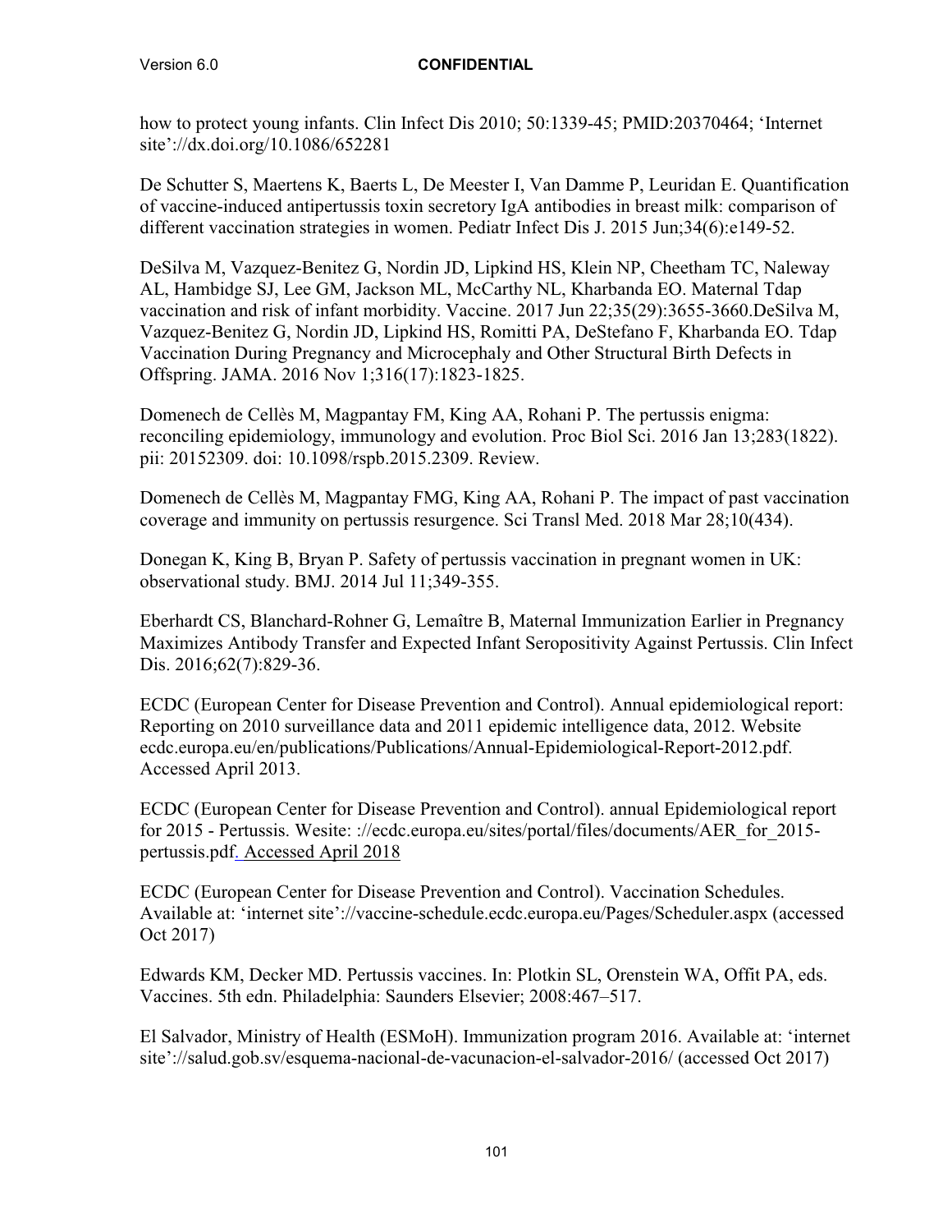how to protect young infants. Clin Infect Dis 2010; 50:1339-45; PMID:20370464; 'Internet site'://dx.doi.org/10.1086/652281

De Schutter S, Maertens K, Baerts L, De Meester I, Van Damme P, Leuridan E. Quantification of vaccine-induced antipertussis toxin secretory IgA antibodies in breast milk: comparison of different vaccination strategies in women. Pediatr Infect Dis J. 2015 Jun;34(6):e149-52.

DeSilva M, Vazquez-Benitez G, Nordin JD, Lipkind HS, Klein NP, Cheetham TC, Naleway AL, Hambidge SJ, Lee GM, Jackson ML, McCarthy NL, Kharbanda EO. Maternal Tdap vaccination and risk of infant morbidity. Vaccine. 2017 Jun 22;35(29):3655-3660.DeSilva M, Vazquez-Benitez G, Nordin JD, Lipkind HS, Romitti PA, DeStefano F, Kharbanda EO. Tdap Vaccination During Pregnancy and Microcephaly and Other Structural Birth Defects in Offspring. JAMA. 2016 Nov 1;316(17):1823-1825.

Domenech de Cellès M, Magpantay FM, King AA, Rohani P. The pertussis enigma: reconciling epidemiology, immunology and evolution. Proc Biol Sci. 2016 Jan 13;283(1822). pii: 20152309. doi: 10.1098/rspb.2015.2309. Review.

Domenech de Cellès M, Magpantay FMG, King AA, Rohani P. The impact of past vaccination coverage and immunity on pertussis resurgence. Sci Transl Med. 2018 Mar 28;10(434).

Donegan K, King B, Bryan P. Safety of pertussis vaccination in pregnant women in UK: observational study. BMJ. 2014 Jul 11;349-355.

Eberhardt CS, Blanchard-Rohner G, Lemaître B, Maternal Immunization Earlier in Pregnancy Maximizes Antibody Transfer and Expected Infant Seropositivity Against Pertussis. Clin Infect Dis. 2016;62(7):829-36.

ECDC (European Center for Disease Prevention and Control). Annual epidemiological report: Reporting on 2010 surveillance data and 2011 epidemic intelligence data, 2012. Website ecdc.europa.eu/en/publications/Publications/Annual-Epidemiological-Report-2012.pdf. Accessed April 2013.

ECDC (European Center for Disease Prevention and Control). annual Epidemiological report for 2015 - Pertussis. Wesite: ://ecdc.europa.eu/sites/portal/files/documents/AER_for_2015-pertussis.pdf. Accessed April 2018

ECDC (European Center for Disease Prevention and Control). Vaccination Schedules. Available at: 'internet site'://vaccine-schedule.ecdc.europa.eu/Pages/Scheduler.aspx (accessed Oct 2017)

Edwards KM, Decker MD. Pertussis vaccines. In: Plotkin SL, Orenstein WA, Offit PA, eds. Vaccines. 5th edn. Philadelphia: Saunders Elsevier; 2008:467–517.

El Salvador, Ministry of Health (ESMoH). Immunization program 2016. Available at: 'internet site'://salud.gob.sv/esquema-nacional-de-vacunacion-el-salvador-2016/ (accessed Oct 2017)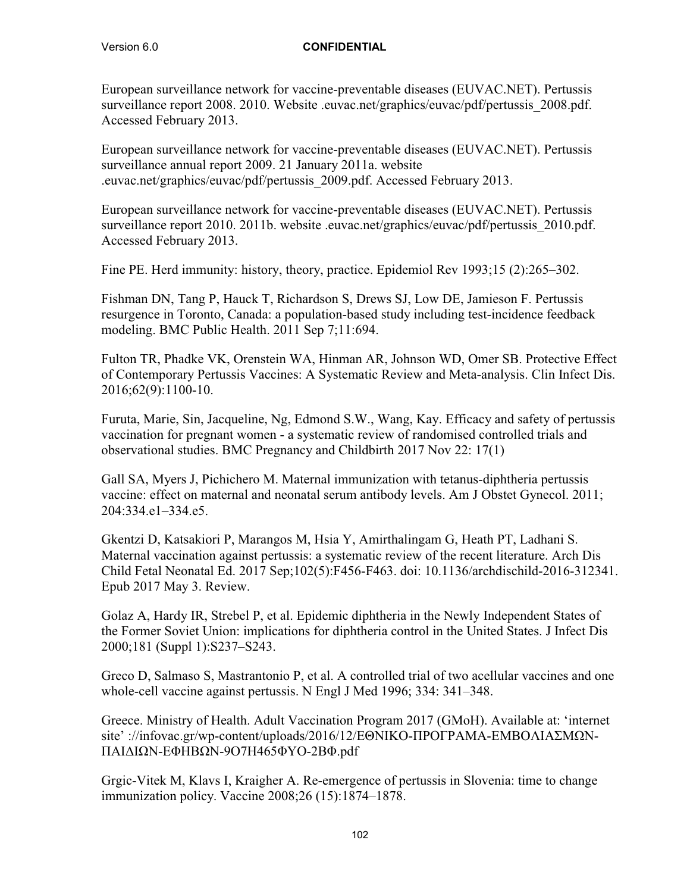European surveillance network for vaccine-preventable diseases (EUVAC.NET). Pertussis surveillance report 2008. 2010. Website .euvac.net/graphics/euvac/pdf/pertussis_2008.pdf. Accessed February 2013.

European surveillance network for vaccine-preventable diseases (EUVAC.NET). Pertussis surveillance annual report 2009. 21 January 2011a. website .euvac.net/graphics/euvac/pdf/pertussis_2009.pdf. Accessed February 2013.

European surveillance network for vaccine-preventable diseases (EUVAC.NET). Pertussis surveillance report 2010. 2011b. website .euvac.net/graphics/euvac/pdf/pertussis_2010.pdf. Accessed February 2013.

Fine PE. Herd immunity: history, theory, practice. Epidemiol Rev 1993;15 (2):265–302.

Fishman DN, Tang P, Hauck T, Richardson S, Drews SJ, Low DE, Jamieson F. Pertussis resurgence in Toronto, Canada: a population-based study including test-incidence feedback modeling. BMC Public Health. 2011 Sep 7;11:694.

Fulton TR, Phadke VK, Orenstein WA, Hinman AR, Johnson WD, Omer SB. Protective Effect of Contemporary Pertussis Vaccines: A Systematic Review and Meta-analysis. Clin Infect Dis. 2016;62(9):1100-10.

Furuta, Marie, Sin, Jacqueline, Ng, Edmond S.W., Wang, Kay. Efficacy and safety of pertussis vaccination for pregnant women - a systematic review of randomised controlled trials and observational studies. BMC Pregnancy and Childbirth 2017 Nov 22: 17(1)

Gall SA, Myers J, Pichichero M. Maternal immunization with tetanus-diphtheria pertussis vaccine: effect on maternal and neonatal serum antibody levels. Am J Obstet Gynecol. 2011; 204:334.e1–334.e5.

Gkentzi D, Katsakiori P, Marangos M, Hsia Y, Amirthalingam G, Heath PT, Ladhani S. Maternal vaccination against pertussis: a systematic review of the recent literature. Arch Dis Child Fetal Neonatal Ed. 2017 Sep;102(5):F456-F463. doi: 10.1136/archdischild-2016-312341. Epub 2017 May 3. Review.

Golaz A, Hardy IR, Strebel P, et al. Epidemic diphtheria in the Newly Independent States of the Former Soviet Union: implications for diphtheria control in the United States. J Infect Dis 2000;181 (Suppl 1):S237–S243.

Greco D, Salmaso S, Mastrantonio P, et al. A controlled trial of two acellular vaccines and one whole-cell vaccine against pertussis. N Engl J Med 1996; 334: 341–348.

Greece. Ministry of Health. Adult Vaccination Program 2017 (GMoH). Available at: 'internet site' ://infovac.gr/wp-content/uploads/2016/12/ΕΘΝΙΚΟ-ΠΡΟΓΡΑΜΑ-ΕΜΒΟΛΙΑΣΜΩΝ-ΠΑΙΔΙΩΝ-ΕΦΗΒΩΝ-9Ο7Η465ΦΥΟ-2ΒΦ.pdf

Grgic-Vitek M, Klavs I, Kraigher A. Re-emergence of pertussis in Slovenia: time to change immunization policy. Vaccine 2008;26 (15):1874–1878.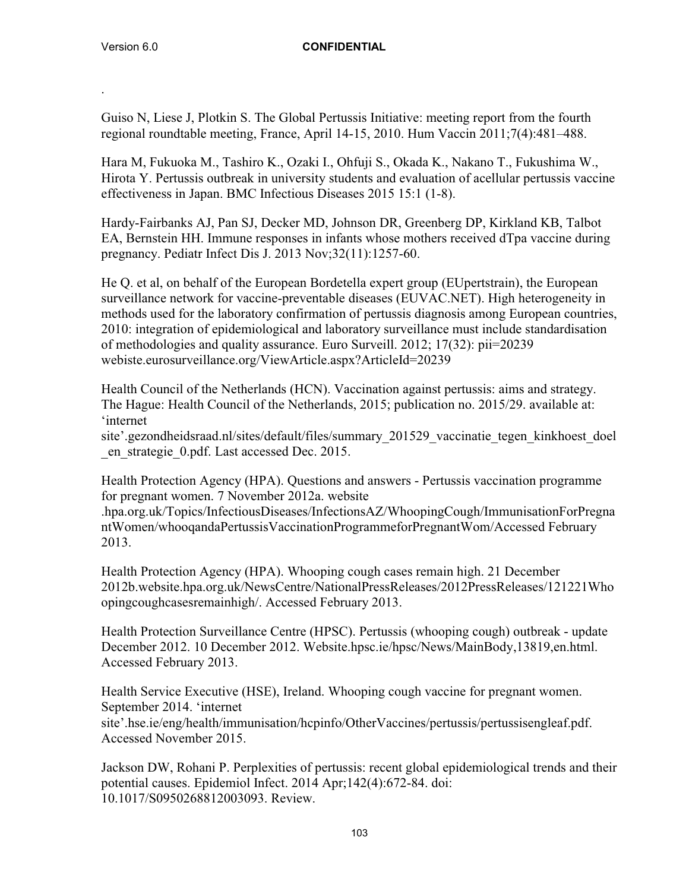.

Guiso N, Liese J, Plotkin S. The Global Pertussis Initiative: meeting report from the fourth regional roundtable meeting, France, April 14-15, 2010. Hum Vaccin 2011;7(4):481–488.

Hara M, Fukuoka M., Tashiro K., Ozaki I., Ohfuji S., Okada K., Nakano T., Fukushima W., Hirota Y. Pertussis outbreak in university students and evaluation of acellular pertussis vaccine effectiveness in Japan. BMC Infectious Diseases 2015 15:1 (1-8).

Hardy-Fairbanks AJ, Pan SJ, Decker MD, Johnson DR, Greenberg DP, Kirkland KB, Talbot EA, Bernstein HH. Immune responses in infants whose mothers received dTpa vaccine during pregnancy. Pediatr Infect Dis J. 2013 Nov;32(11):1257-60.

He Q. et al, on behalf of the European Bordetella expert group (EUpertstrain), the European surveillance network for vaccine-preventable diseases (EUVAC.NET). High heterogeneity in methods used for the laboratory confirmation of pertussis diagnosis among European countries, 2010: integration of epidemiological and laboratory surveillance must include standardisation of methodologies and quality assurance. Euro Surveill. 2012; 17(32): pii=20239 webiste.eurosurveillance.org/ViewArticle.aspx?ArticleId=20239

Health Council of the Netherlands (HCN). Vaccination against pertussis: aims and strategy. The Hague: Health Council of the Netherlands, 2015; publication no. 2015/29. available at: 'internet site'.gezondheidsraad.nl/sites/default/files/summary_201529_vaccinatie_tegen_kinkhoest_doel_en_strategie_0.pdf. Last accessed Dec. 2015.

Health Protection Agency (HPA). Questions and answers - Pertussis vaccination programme for pregnant women. 7 November 2012a. website .hpa.org.uk/Topics/InfectiousDiseases/InfectionsAZ/WhoopingCough/ImmunisationForPregnantWomen/whooqandaPertussisVaccinationProgrammeforPregnantWom/Accessed February 2013.

Health Protection Agency (HPA). Whooping cough cases remain high. 21 December 2012b.website.hpa.org.uk/NewsCentre/NationalPressReleases/2012PressReleases/121221Whoopingcoughcasesremainhigh/. Accessed February 2013.

Health Protection Surveillance Centre (HPSC). Pertussis (whooping cough) outbreak - update December 2012. 10 December 2012. Website.hpsc.ie/hpsc/News/MainBody,13819,en.html. Accessed February 2013.

Health Service Executive (HSE), Ireland. Whooping cough vaccine for pregnant women. September 2014. 'internet site'.hse.ie/eng/health/immunisation/hcpinfo/OtherVaccines/pertussis/pertussisengleaf.pdf. Accessed November 2015.

Jackson DW, Rohani P. Perplexities of pertussis: recent global epidemiological trends and their potential causes. Epidemiol Infect. 2014 Apr;142(4):672-84. doi: 10.1017/S0950268812003093. Review.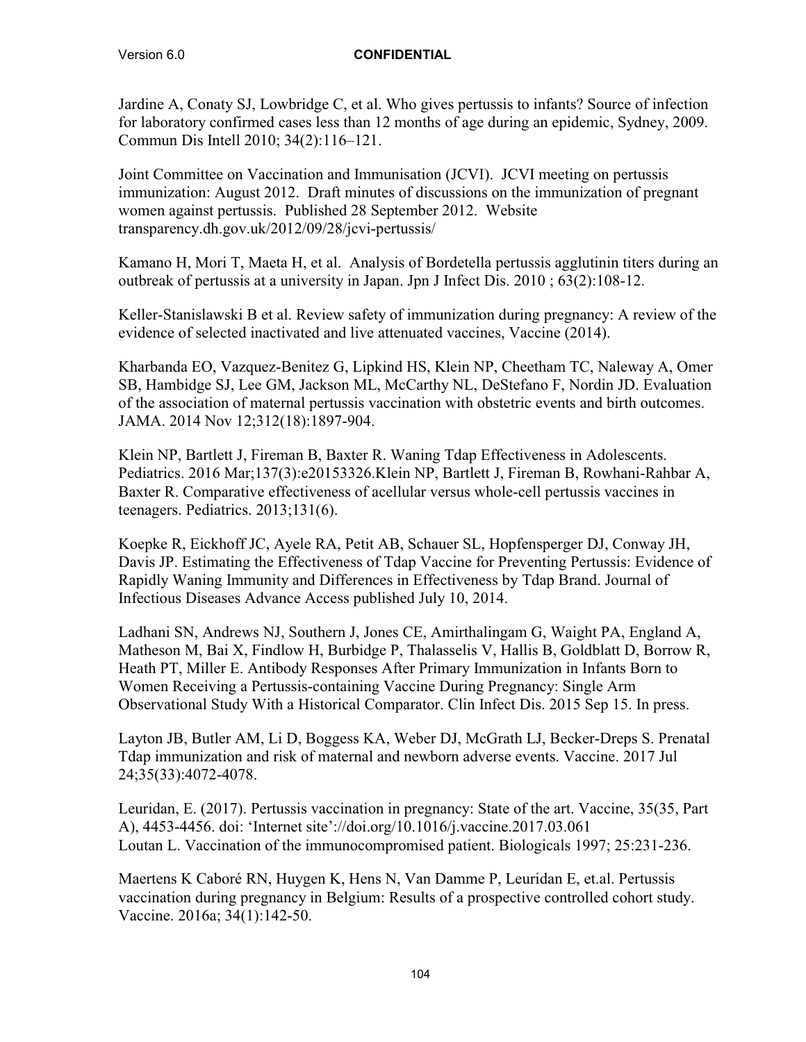Jardine A, Conaty SJ, Lowbridge C, et al. Who gives pertussis to infants? Source of infection for laboratory confirmed cases less than 12 months of age during an epidemic, Sydney, 2009. Commun Dis Intell 2010; 34(2):116–121.

Joint Committee on Vaccination and Immunisation (JCVI). JCVI meeting on pertussis immunization: August 2012. Draft minutes of discussions on the immunization of pregnant women against pertussis. Published 28 September 2012. Website transparency.dh.gov.uk/2012/09/28/jcvi-pertussis/

Kamano H, Mori T, Maeta H, et al. Analysis of Bordetella pertussis agglutinin titers during an outbreak of pertussis at a university in Japan. Jpn J Infect Dis. 2010 ; 63(2):108-12.

Keller-Stanislawski B et al. Review safety of immunization during pregnancy: A review of the evidence of selected inactivated and live attenuated vaccines, Vaccine (2014).

Kharbanda EO, Vazquez-Benitez G, Lipkind HS, Klein NP, Cheetham TC, Naleway A, Omer SB, Hambidge SJ, Lee GM, Jackson ML, McCarthy NL, DeStefano F, Nordin JD. Evaluation of the association of maternal pertussis vaccination with obstetric events and birth outcomes. JAMA. 2014 Nov 12;312(18):1897-904.

Klein NP, Bartlett J, Fireman B, Baxter R. Waning Tdap Effectiveness in Adolescents. Pediatrics. 2016 Mar;137(3):e20153326.Klein NP, Bartlett J, Fireman B, Rowhani-Rahbar A, Baxter R. Comparative effectiveness of acellular versus whole-cell pertussis vaccines in teenagers. Pediatrics. 2013;131(6).

Koepke R, Eickhoff JC, Ayele RA, Petit AB, Schauer SL, Hopfensperger DJ, Conway JH, Davis JP. Estimating the Effectiveness of Tdap Vaccine for Preventing Pertussis: Evidence of Rapidly Waning Immunity and Differences in Effectiveness by Tdap Brand. Journal of Infectious Diseases Advance Access published July 10, 2014.

Ladhani SN, Andrews NJ, Southern J, Jones CE, Amirthalingam G, Waight PA, England A, Matheson M, Bai X, Findlow H, Burbidge P, Thalasselis V, Hallis B, Goldblatt D, Borrow R, Heath PT, Miller E. Antibody Responses After Primary Immunization in Infants Born to Women Receiving a Pertussis-containing Vaccine During Pregnancy: Single Arm Observational Study With a Historical Comparator. Clin Infect Dis. 2015 Sep 15. In press.

Layton JB, Butler AM, Li D, Boggess KA, Weber DJ, McGrath LJ, Becker-Dreps S. Prenatal Tdap immunization and risk of maternal and newborn adverse events. Vaccine. 2017 Jul 24;35(33):4072-4078.

Leuridan, E. (2017). Pertussis vaccination in pregnancy: State of the art. Vaccine, 35(35, Part A), 4453-4456. doi: 'Internet site'://doi.org/10.1016/j.vaccine.2017.03.061
Loutan L. Vaccination of the immunocompromised patient. Biologicals 1997; 25:231-236.

Maertens K Caboré RN, Huygen K, Hens N, Van Damme P, Leuridan E, et.al. Pertussis vaccination during pregnancy in Belgium: Results of a prospective controlled cohort study. Vaccine. 2016a; 34(1):142-50.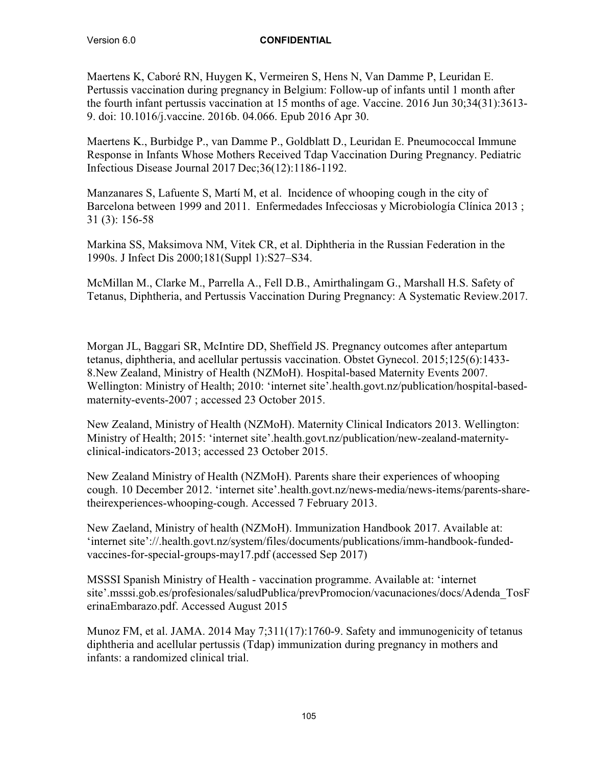Maertens K, Caboré RN, Huygen K, Vermeiren S, Hens N, Van Damme P, Leuridan E. Pertussis vaccination during pregnancy in Belgium: Follow-up of infants until 1 month after the fourth infant pertussis vaccination at 15 months of age. Vaccine. 2016 Jun 30;34(31):3613-9. doi: 10.1016/j.vaccine. 2016b. 04.066. Epub 2016 Apr 30.

Maertens K., Burbidge P., van Damme P., Goldblatt D., Leuridan E. Pneumococcal Immune Response in Infants Whose Mothers Received Tdap Vaccination During Pregnancy. Pediatric Infectious Disease Journal 2017 Dec;36(12):1186-1192.

Manzanares S, Lafuente S, Martí M, et al. Incidence of whooping cough in the city of Barcelona between 1999 and 2011. Enfermedades Infecciosas y Microbiología Clínica 2013 ; 31 (3): 156-58

Markina SS, Maksimova NM, Vitek CR, et al. Diphtheria in the Russian Federation in the 1990s. J Infect Dis 2000;181(Suppl 1):S27–S34.

McMillan M., Clarke M., Parrella A., Fell D.B., Amirthalingam G., Marshall H.S. Safety of Tetanus, Diphtheria, and Pertussis Vaccination During Pregnancy: A Systematic Review.2017.

Morgan JL, Baggari SR, McIntire DD, Sheffield JS. Pregnancy outcomes after antepartum tetanus, diphtheria, and acellular pertussis vaccination. Obstet Gynecol. 2015;125(6):1433-8.New Zealand, Ministry of Health (NZMoH). Hospital-based Maternity Events 2007. Wellington: Ministry of Health; 2010: 'internet site'.health.govt.nz/publication/hospital-based-maternity-events-2007 ; accessed 23 October 2015.

New Zealand, Ministry of Health (NZMoH). Maternity Clinical Indicators 2013. Wellington: Ministry of Health; 2015: 'internet site'.health.govt.nz/publication/new-zealand-maternity-clinical-indicators-2013; accessed 23 October 2015.

New Zealand Ministry of Health (NZMoH). Parents share their experiences of whooping cough. 10 December 2012. 'internet site'.health.govt.nz/news-media/news-items/parents-share-theirexperiences-whooping-cough. Accessed 7 February 2013.

New Zaeland, Ministry of health (NZMoH). Immunization Handbook 2017. Available at: 'internet site'://.health.govt.nz/system/files/documents/publications/imm-handbook-funded-vaccines-for-special-groups-may17.pdf (accessed Sep 2017)

MSSSI Spanish Ministry of Health - vaccination programme. Available at: 'internet site'.msssi.gob.es/profesionales/saludPublica/prevPromocion/vacunaciones/docs/Adenda_TosFerinaEmbarazo.pdf. Accessed August 2015

Munoz FM, et al. JAMA. 2014 May 7;311(17):1760-9. Safety and immunogenicity of tetanus diphtheria and acellular pertussis (Tdap) immunization during pregnancy in mothers and infants: a randomized clinical trial.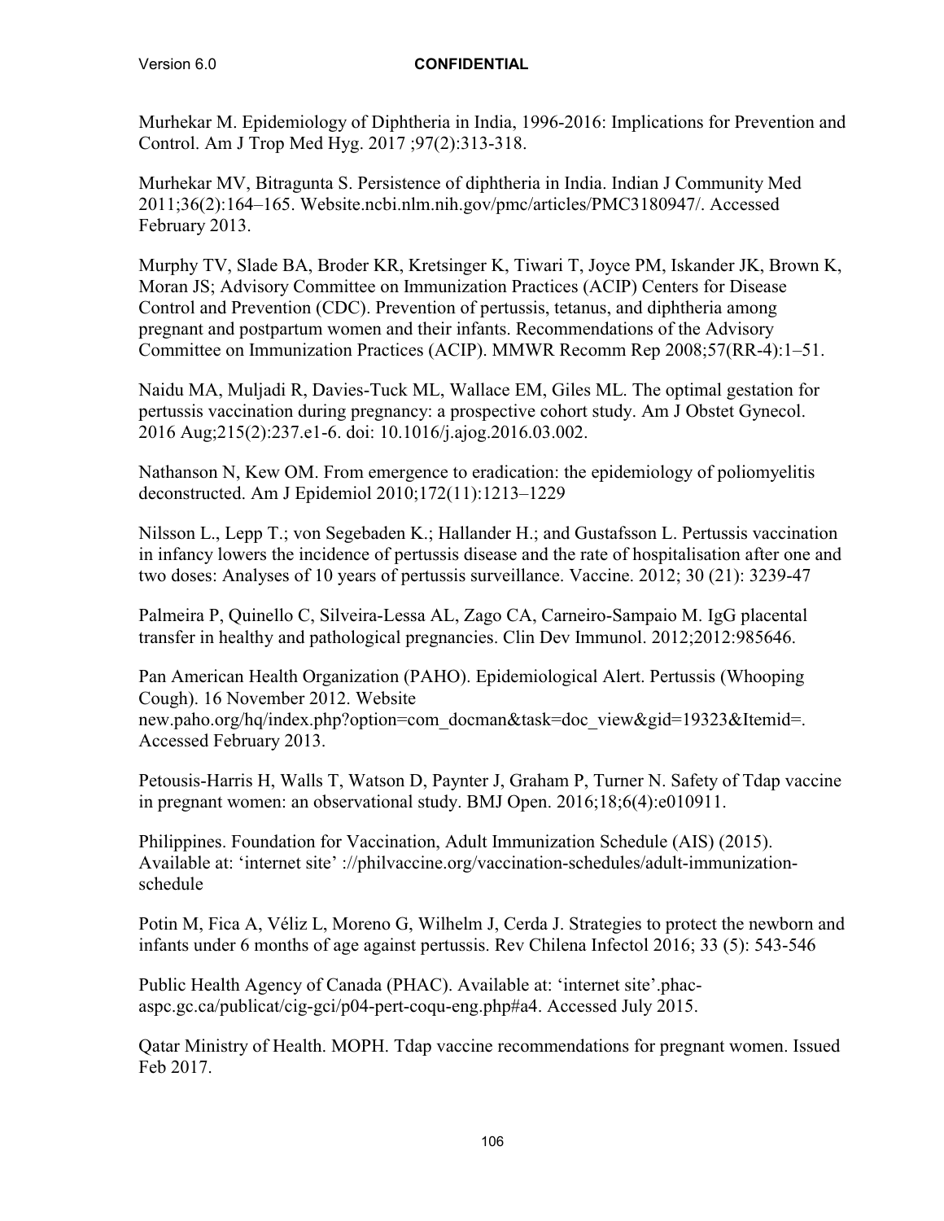Murhekar M. Epidemiology of Diphtheria in India, 1996-2016: Implications for Prevention and Control. Am J Trop Med Hyg. 2017 ;97(2):313-318.

Murhekar MV, Bitragunta S. Persistence of diphtheria in India. Indian J Community Med 2011;36(2):164–165. Website.ncbi.nlm.nih.gov/pmc/articles/PMC3180947/. Accessed February 2013.

Murphy TV, Slade BA, Broder KR, Kretsinger K, Tiwari T, Joyce PM, Iskander JK, Brown K, Moran JS; Advisory Committee on Immunization Practices (ACIP) Centers for Disease Control and Prevention (CDC). Prevention of pertussis, tetanus, and diphtheria among pregnant and postpartum women and their infants. Recommendations of the Advisory Committee on Immunization Practices (ACIP). MMWR Recomm Rep 2008;57(RR-4):1–51.

Naidu MA, Muljadi R, Davies-Tuck ML, Wallace EM, Giles ML. The optimal gestation for pertussis vaccination during pregnancy: a prospective cohort study. Am J Obstet Gynecol. 2016 Aug;215(2):237.e1-6. doi: 10.1016/j.ajog.2016.03.002.

Nathanson N, Kew OM. From emergence to eradication: the epidemiology of poliomyelitis deconstructed. Am J Epidemiol 2010;172(11):1213–1229

Nilsson L., Lepp T.; von Segebaden K.; Hallander H.; and Gustafsson L. Pertussis vaccination in infancy lowers the incidence of pertussis disease and the rate of hospitalisation after one and two doses: Analyses of 10 years of pertussis surveillance. Vaccine. 2012; 30 (21): 3239-47

Palmeira P, Quinello C, Silveira-Lessa AL, Zago CA, Carneiro-Sampaio M. IgG placental transfer in healthy and pathological pregnancies. Clin Dev Immunol. 2012;2012:985646.

Pan American Health Organization (PAHO). Epidemiological Alert. Pertussis (Whooping Cough). 16 November 2012. Website new.paho.org/hq/index.php?option=com_docman&task=doc_view&gid=19323&Itemid=. Accessed February 2013.

Petousis-Harris H, Walls T, Watson D, Paynter J, Graham P, Turner N. Safety of Tdap vaccine in pregnant women: an observational study. BMJ Open. 2016;18;6(4):e010911.

Philippines. Foundation for Vaccination, Adult Immunization Schedule (AIS) (2015). Available at: 'internet site' ://philvaccine.org/vaccination-schedules/adult-immunization-schedule

Potin M, Fica A, Véliz L, Moreno G, Wilhelm J, Cerda J. Strategies to protect the newborn and infants under 6 months of age against pertussis. Rev Chilena Infectol 2016; 33 (5): 543-546

Public Health Agency of Canada (PHAC). Available at: 'internet site'.phac-aspc.gc.ca/publicat/cig-gci/p04-pert-coqu-eng.php#a4. Accessed July 2015.

Qatar Ministry of Health. MOPH. Tdap vaccine recommendations for pregnant women. Issued Feb 2017.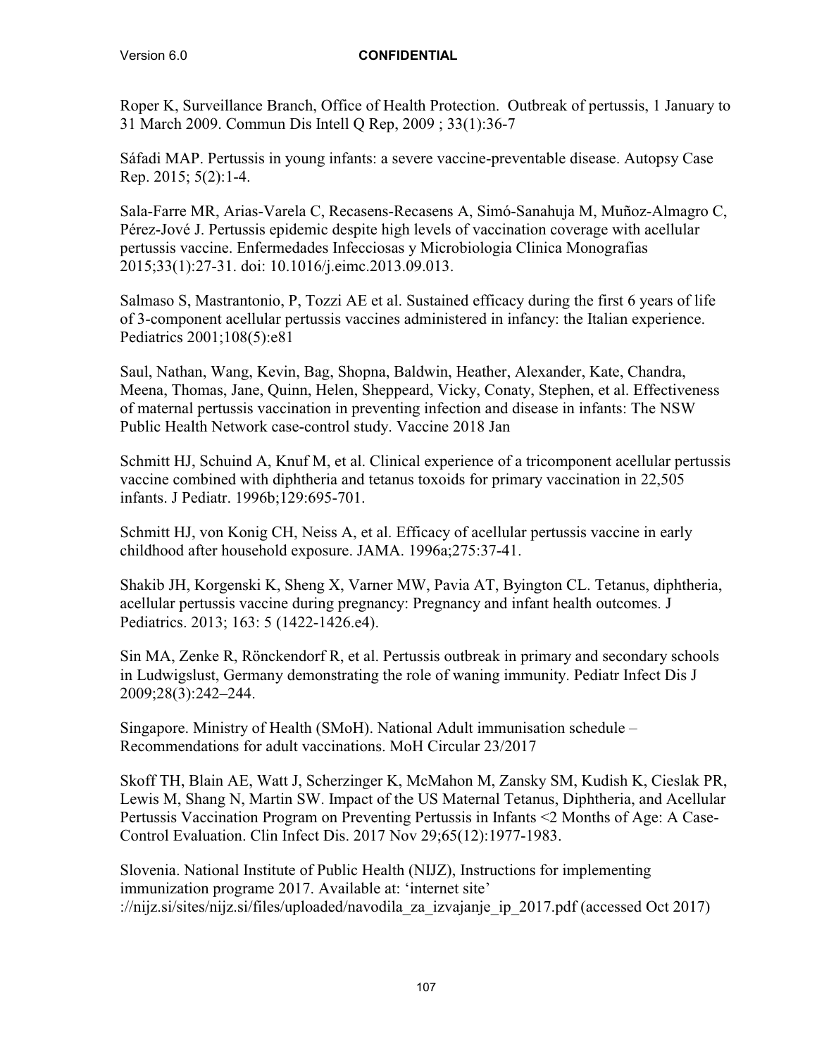Roper K, Surveillance Branch, Office of Health Protection. Outbreak of pertussis, 1 January to 31 March 2009. Commun Dis Intell Q Rep, 2009 ; 33(1):36-7

Sáfadi MAP. Pertussis in young infants: a severe vaccine-preventable disease. Autopsy Case Rep. 2015; 5(2):1-4.

Sala-Farre MR, Arias-Varela C, Recasens-Recasens A, Simó-Sanahuja M, Muñoz-Almagro C, Pérez-Jové J. Pertussis epidemic despite high levels of vaccination coverage with acellular pertussis vaccine. Enfermedades Infecciosas y Microbiologia Clinica Monografias 2015;33(1):27-31. doi: 10.1016/j.eimc.2013.09.013.

Salmaso S, Mastrantonio, P, Tozzi AE et al. Sustained efficacy during the first 6 years of life of 3-component acellular pertussis vaccines administered in infancy: the Italian experience. Pediatrics 2001;108(5):e81

Saul, Nathan, Wang, Kevin, Bag, Shopna, Baldwin, Heather, Alexander, Kate, Chandra, Meena, Thomas, Jane, Quinn, Helen, Sheppeard, Vicky, Conaty, Stephen, et al. Effectiveness of maternal pertussis vaccination in preventing infection and disease in infants: The NSW Public Health Network case-control study. Vaccine 2018 Jan

Schmitt HJ, Schuind A, Knuf M, et al. Clinical experience of a tricomponent acellular pertussis vaccine combined with diphtheria and tetanus toxoids for primary vaccination in 22,505 infants. J Pediatr. 1996b;129:695-701.

Schmitt HJ, von Konig CH, Neiss A, et al. Efficacy of acellular pertussis vaccine in early childhood after household exposure. JAMA. 1996a;275:37-41.

Shakib JH, Korgenski K, Sheng X, Varner MW, Pavia AT, Byington CL. Tetanus, diphtheria, acellular pertussis vaccine during pregnancy: Pregnancy and infant health outcomes. J Pediatrics. 2013; 163: 5 (1422-1426.e4).

Sin MA, Zenke R, Rönckendorf R, et al. Pertussis outbreak in primary and secondary schools in Ludwigslust, Germany demonstrating the role of waning immunity. Pediatr Infect Dis J 2009;28(3):242–244.

Singapore. Ministry of Health (SMoH). National Adult immunisation schedule – Recommendations for adult vaccinations. MoH Circular 23/2017

Skoff TH, Blain AE, Watt J, Scherzinger K, McMahon M, Zansky SM, Kudish K, Cieslak PR, Lewis M, Shang N, Martin SW. Impact of the US Maternal Tetanus, Diphtheria, and Acellular Pertussis Vaccination Program on Preventing Pertussis in Infants <2 Months of Age: A Case-Control Evaluation. Clin Infect Dis. 2017 Nov 29;65(12):1977-1983.

Slovenia. National Institute of Public Health (NIJZ), Instructions for implementing immunization programe 2017. Available at: 'internet site' ://nijz.si/sites/nijz.si/files/uploaded/navodila_za_izvajanje_ip_2017.pdf (accessed Oct 2017)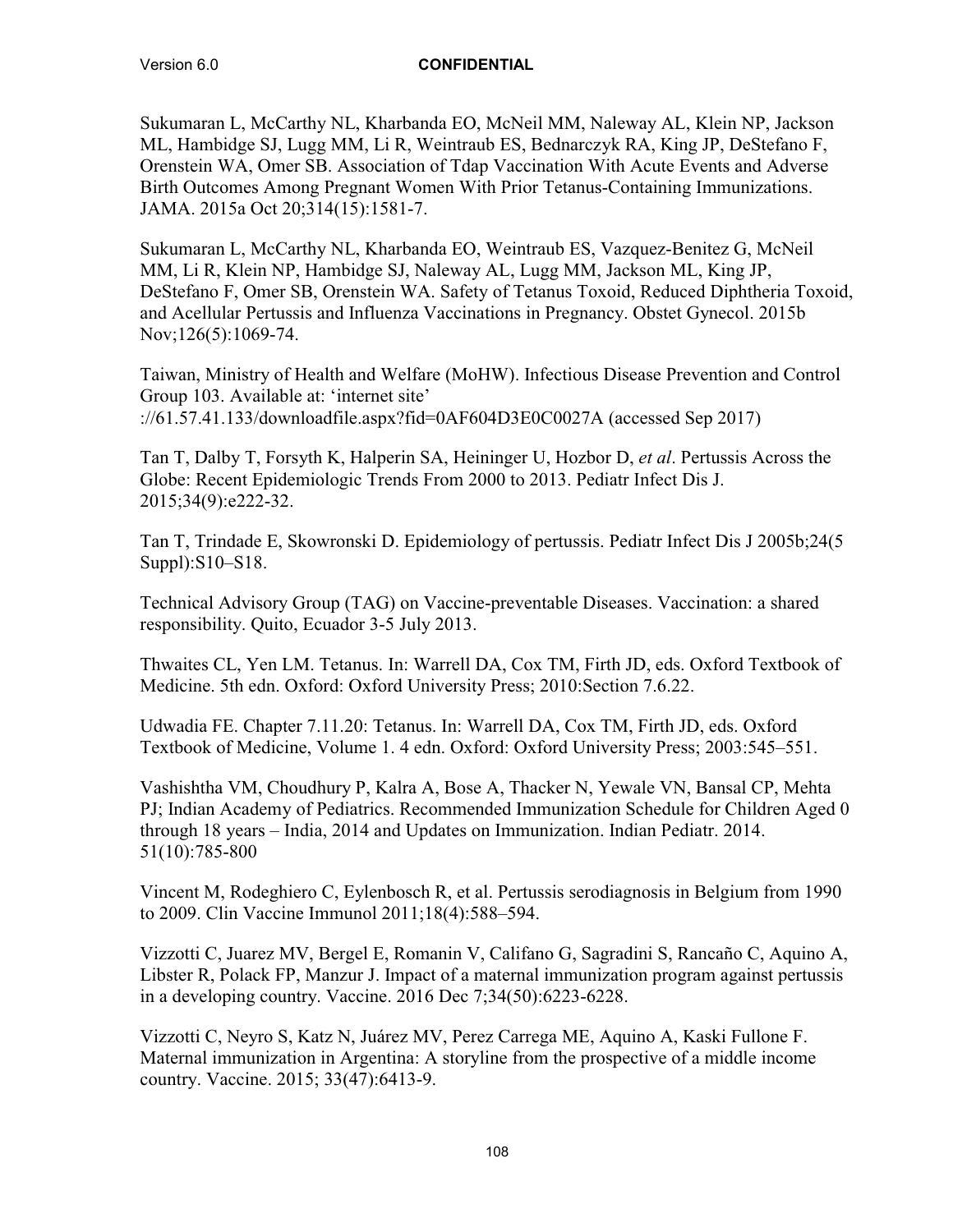Sukumaran L, McCarthy NL, Kharbanda EO, McNeil MM, Naleway AL, Klein NP, Jackson ML, Hambidge SJ, Lugg MM, Li R, Weintraub ES, Bednarczyk RA, King JP, DeStefano F, Orenstein WA, Omer SB. Association of Tdap Vaccination With Acute Events and Adverse Birth Outcomes Among Pregnant Women With Prior Tetanus-Containing Immunizations. JAMA. 2015a Oct 20;314(15):1581-7.

Sukumaran L, McCarthy NL, Kharbanda EO, Weintraub ES, Vazquez-Benitez G, McNeil MM, Li R, Klein NP, Hambidge SJ, Naleway AL, Lugg MM, Jackson ML, King JP, DeStefano F, Omer SB, Orenstein WA. Safety of Tetanus Toxoid, Reduced Diphtheria Toxoid, and Acellular Pertussis and Influenza Vaccinations in Pregnancy. Obstet Gynecol. 2015b Nov;126(5):1069-74.

Taiwan, Ministry of Health and Welfare (MoHW). Infectious Disease Prevention and Control Group 103. Available at: 'internet site' ://61.57.41.133/downloadfile.aspx?fid=0AF604D3E0C0027A (accessed Sep 2017)

Tan T, Dalby T, Forsyth K, Halperin SA, Heininger U, Hozbor D, *et al*. Pertussis Across the Globe: Recent Epidemiologic Trends From 2000 to 2013. Pediatr Infect Dis J. 2015;34(9):e222-32.

Tan T, Trindade E, Skowronski D. Epidemiology of pertussis. Pediatr Infect Dis J 2005b;24(5 Suppl):S10–S18.

Technical Advisory Group (TAG) on Vaccine-preventable Diseases. Vaccination: a shared responsibility. Quito, Ecuador 3-5 July 2013.

Thwaites CL, Yen LM. Tetanus. In: Warrell DA, Cox TM, Firth JD, eds. Oxford Textbook of Medicine. 5th edn. Oxford: Oxford University Press; 2010:Section 7.6.22.

Udwadia FE. Chapter 7.11.20: Tetanus. In: Warrell DA, Cox TM, Firth JD, eds. Oxford Textbook of Medicine, Volume 1. 4 edn. Oxford: Oxford University Press; 2003:545–551.

Vashishtha VM, Choudhury P, Kalra A, Bose A, Thacker N, Yewale VN, Bansal CP, Mehta PJ; Indian Academy of Pediatrics. Recommended Immunization Schedule for Children Aged 0 through 18 years – India, 2014 and Updates on Immunization. Indian Pediatr. 2014. 51(10):785-800

Vincent M, Rodeghiero C, Eylenbosch R, et al. Pertussis serodiagnosis in Belgium from 1990 to 2009. Clin Vaccine Immunol 2011;18(4):588–594.

Vizzotti C, Juarez MV, Bergel E, Romanin V, Califano G, Sagradini S, Rancaño C, Aquino A, Libster R, Polack FP, Manzur J. Impact of a maternal immunization program against pertussis in a developing country. Vaccine. 2016 Dec 7;34(50):6223-6228.

Vizzotti C, Neyro S, Katz N, Juárez MV, Perez Carrega ME, Aquino A, Kaski Fullone F. Maternal immunization in Argentina: A storyline from the prospective of a middle income country. Vaccine. 2015; 33(47):6413-9.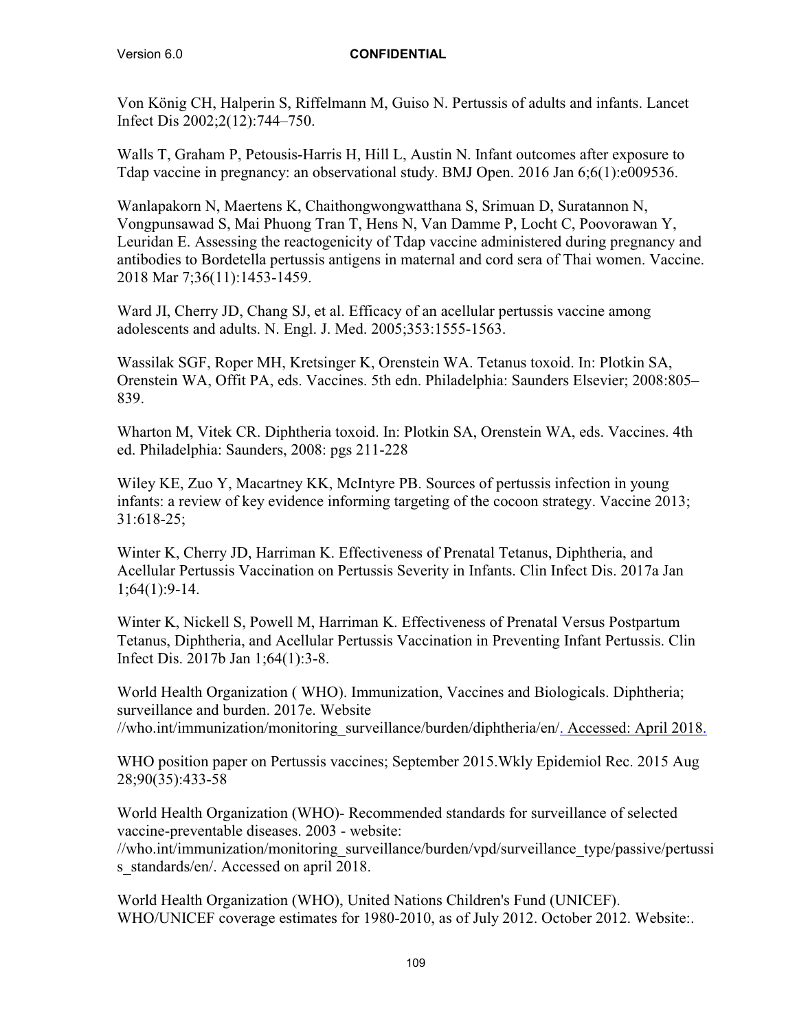Von König CH, Halperin S, Riffelmann M, Guiso N. Pertussis of adults and infants. Lancet Infect Dis 2002;2(12):744–750.

Walls T, Graham P, Petousis-Harris H, Hill L, Austin N. Infant outcomes after exposure to Tdap vaccine in pregnancy: an observational study. BMJ Open. 2016 Jan 6;6(1):e009536.

Wanlapakorn N, Maertens K, Chaithongwongwatthana S, Srimuan D, Suratannon N, Vongpunsawad S, Mai Phuong Tran T, Hens N, Van Damme P, Locht C, Poovorawan Y, Leuridan E. Assessing the reactogenicity of Tdap vaccine administered during pregnancy and antibodies to Bordetella pertussis antigens in maternal and cord sera of Thai women. Vaccine. 2018 Mar 7;36(11):1453-1459.

Ward JI, Cherry JD, Chang SJ, et al. Efficacy of an acellular pertussis vaccine among adolescents and adults. N. Engl. J. Med. 2005;353:1555-1563.

Wassilak SGF, Roper MH, Kretsinger K, Orenstein WA. Tetanus toxoid. In: Plotkin SA, Orenstein WA, Offit PA, eds. Vaccines. 5th edn. Philadelphia: Saunders Elsevier; 2008:805–839.

Wharton M, Vitek CR. Diphtheria toxoid. In: Plotkin SA, Orenstein WA, eds. Vaccines. 4th ed. Philadelphia: Saunders, 2008: pgs 211-228

Wiley KE, Zuo Y, Macartney KK, McIntyre PB. Sources of pertussis infection in young infants: a review of key evidence informing targeting of the cocoon strategy. Vaccine 2013; 31:618-25;

Winter K, Cherry JD, Harriman K. Effectiveness of Prenatal Tetanus, Diphtheria, and Acellular Pertussis Vaccination on Pertussis Severity in Infants. Clin Infect Dis. 2017a Jan 1;64(1):9-14.

Winter K, Nickell S, Powell M, Harriman K. Effectiveness of Prenatal Versus Postpartum Tetanus, Diphtheria, and Acellular Pertussis Vaccination in Preventing Infant Pertussis. Clin Infect Dis. 2017b Jan 1;64(1):3-8.

World Health Organization ( WHO). Immunization, Vaccines and Biologicals. Diphtheria; surveillance and burden. 2017e. Website //who.int/immunization/monitoring_surveillance/burden/diphtheria/en/. Accessed: April 2018.

WHO position paper on Pertussis vaccines; September 2015.Wkly Epidemiol Rec. 2015 Aug 28;90(35):433-58

World Health Organization (WHO)- Recommended standards for surveillance of selected vaccine-preventable diseases. 2003 - website: //who.int/immunization/monitoring_surveillance/burden/vpd/surveillance_type/passive/pertussis_standards/en/. Accessed on april 2018.

World Health Organization (WHO), United Nations Children's Fund (UNICEF). WHO/UNICEF coverage estimates for 1980-2010, as of July 2012. October 2012. Website:.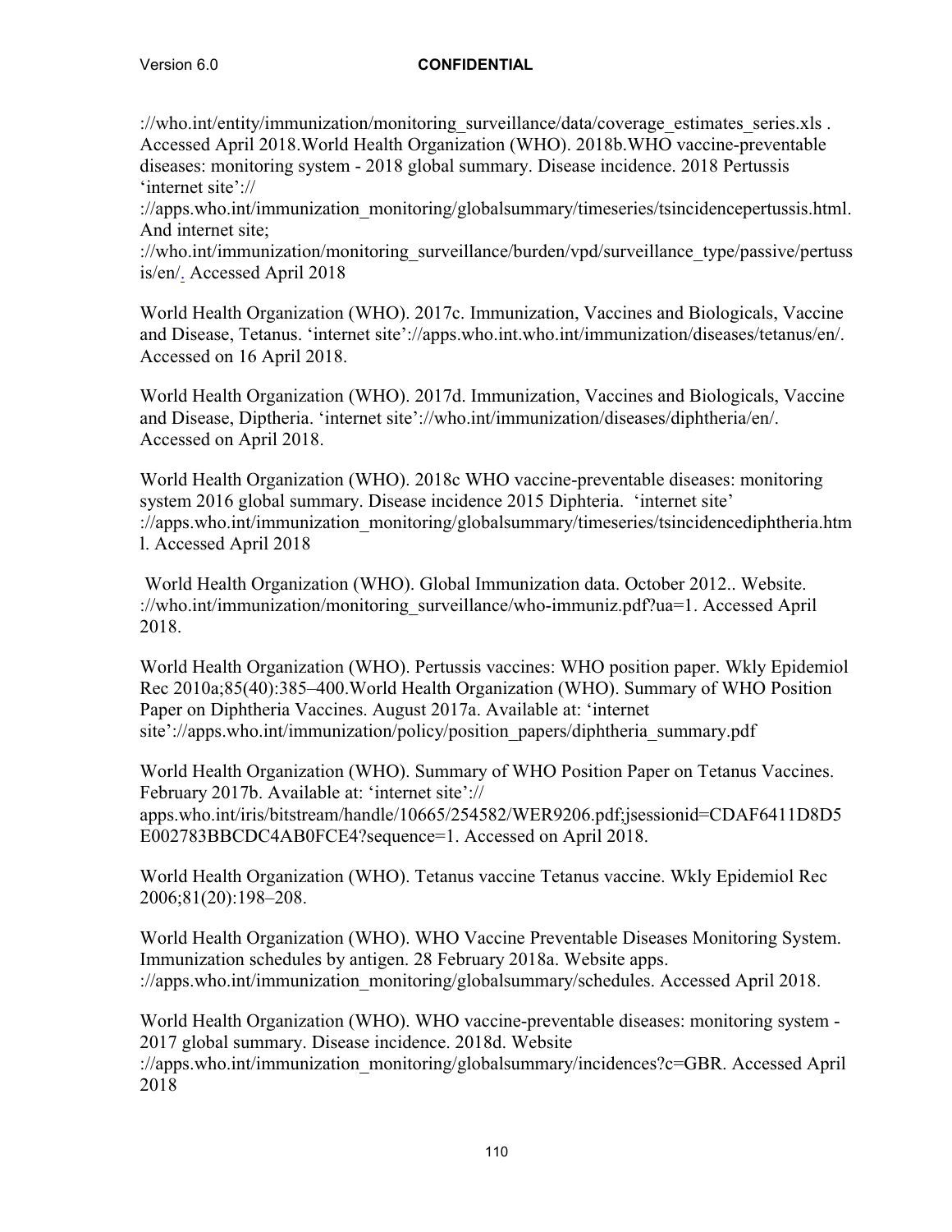://who.int/entity/immunization/monitoring_surveillance/data/coverage_estimates_series.xls . Accessed April 2018.World Health Organization (WHO). 2018b.WHO vaccine-preventable diseases: monitoring system - 2018 global summary. Disease incidence. 2018 Pertussis 'internet site'://
://apps.who.int/immunization_monitoring/globalsummary/timeseries/tsincidencepertussis.html. And internet site;
://who.int/immunization/monitoring_surveillance/burden/vpd/surveillance_type/passive/pertussis/en/. Accessed April 2018

World Health Organization (WHO). 2017c. Immunization, Vaccines and Biologicals, Vaccine and Disease, Tetanus. 'internet site'://apps.who.int.who.int/immunization/diseases/tetanus/en/. Accessed on 16 April 2018.

World Health Organization (WHO). 2017d. Immunization, Vaccines and Biologicals, Vaccine and Disease, Diptheria. 'internet site'://who.int/immunization/diseases/diphtheria/en/. Accessed on April 2018.

World Health Organization (WHO). 2018c WHO vaccine-preventable diseases: monitoring system 2016 global summary. Disease incidence 2015 Diphteria. 'internet site' ://apps.who.int/immunization_monitoring/globalsummary/timeseries/tsincidencediphtheria.html. Accessed April 2018

World Health Organization (WHO). Global Immunization data. October 2012.. Website. ://who.int/immunization/monitoring_surveillance/who-immuniz.pdf?ua=1. Accessed April 2018.

World Health Organization (WHO). Pertussis vaccines: WHO position paper. Wkly Epidemiol Rec 2010a;85(40):385–400.World Health Organization (WHO). Summary of WHO Position Paper on Diphtheria Vaccines. August 2017a. Available at: 'internet site'://apps.who.int/immunization/policy/position_papers/diphtheria_summary.pdf

World Health Organization (WHO). Summary of WHO Position Paper on Tetanus Vaccines. February 2017b. Available at: 'internet site':// apps.who.int/iris/bitstream/handle/10665/254582/WER9206.pdf;jsessionid=CDAF6411D8D5E002783BBCDC4AB0FCE4?sequence=1. Accessed on April 2018.

World Health Organization (WHO). Tetanus vaccine Tetanus vaccine. Wkly Epidemiol Rec 2006;81(20):198–208.

World Health Organization (WHO). WHO Vaccine Preventable Diseases Monitoring System. Immunization schedules by antigen. 28 February 2018a. Website apps. ://apps.who.int/immunization_monitoring/globalsummary/schedules. Accessed April 2018.

World Health Organization (WHO). WHO vaccine-preventable diseases: monitoring system - 2017 global summary. Disease incidence. 2018d. Website ://apps.who.int/immunization_monitoring/globalsummary/incidences?c=GBR. Accessed April 2018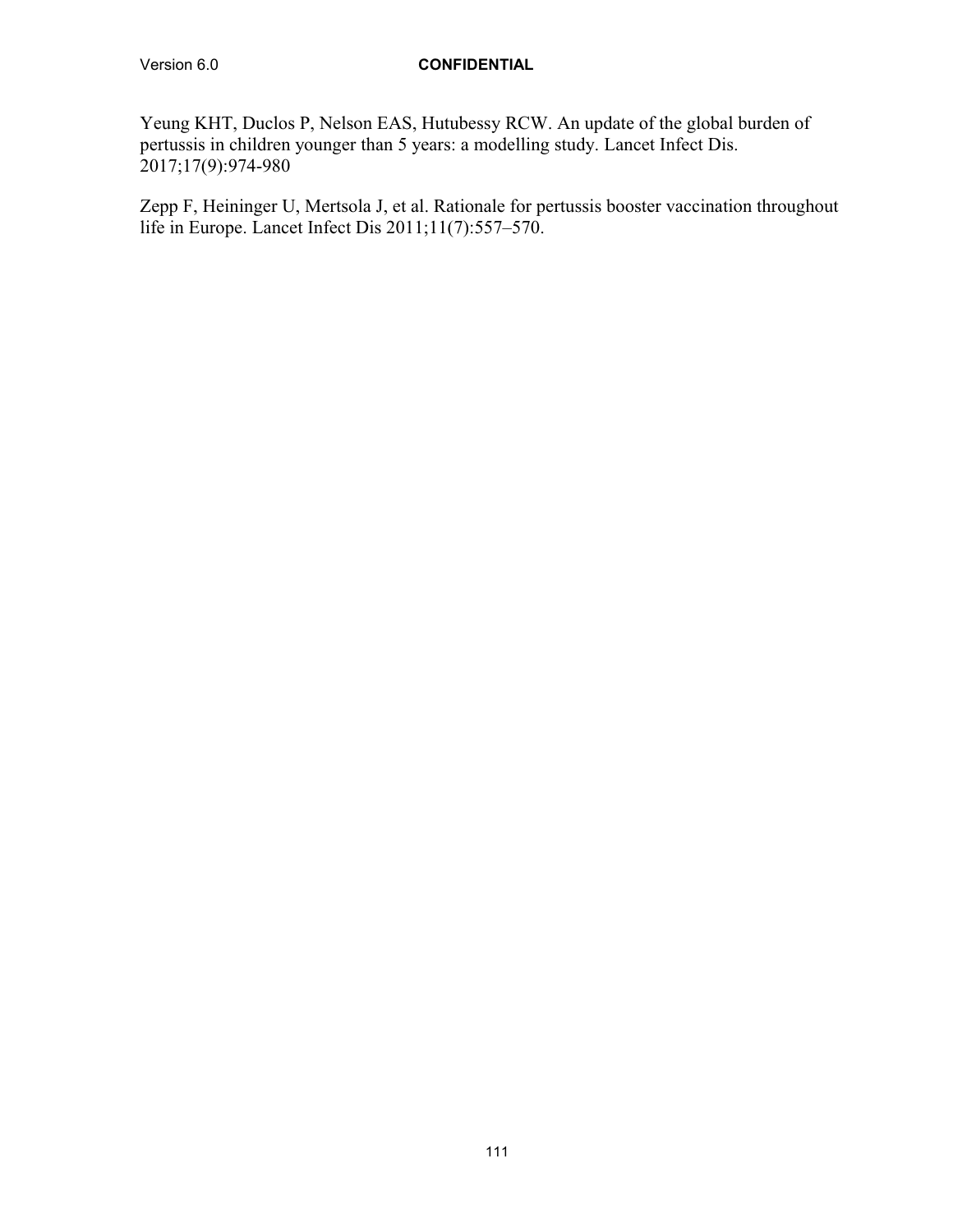Yeung KHT, Duclos P, Nelson EAS, Hutubessy RCW. An update of the global burden of pertussis in children younger than 5 years: a modelling study. Lancet Infect Dis. 2017;17(9):974-980

Zepp F, Heininger U, Mertsola J, et al. Rationale for pertussis booster vaccination throughout life in Europe. Lancet Infect Dis 2011;11(7):557–570.